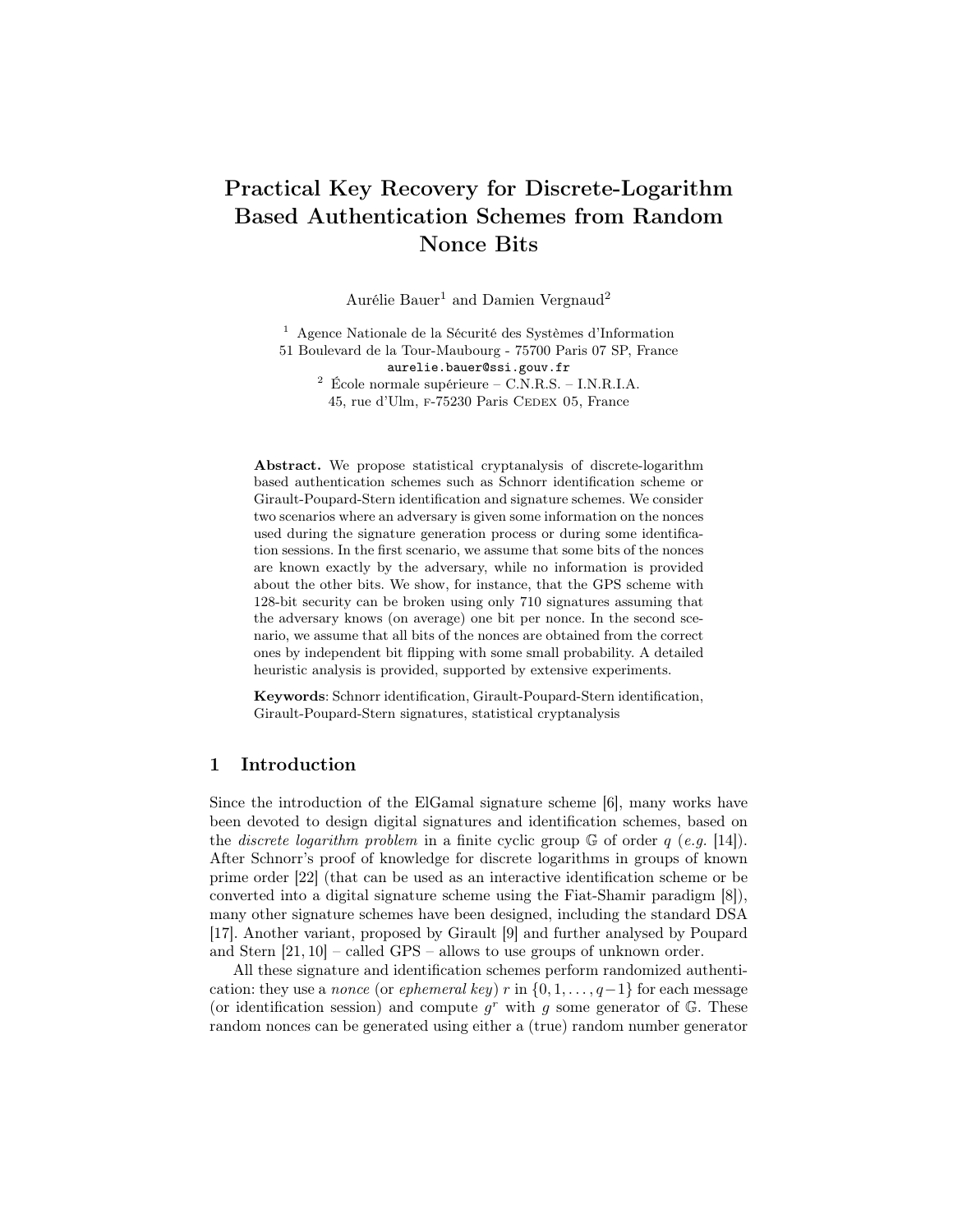# Practical Key Recovery for Discrete-Logarithm Based Authentication Schemes from Random Nonce Bits

Aurélie Bauer[1] and Damien Vergnaud[2]

[1] Agence Nationale de la Sécurité des Systèmes d'Information
51 Boulevard de la Tour-Maubourg - 75700 Paris 07 SP, France
aurelie.bauer@ssi.gouv.fr

[2] École normale supérieure – C.N.R.S. – I.N.R.I.A.
45, rue d'Ulm, F-75230 Paris CEDEX 05, France

**Abstract.** We propose statistical cryptanalysis of discrete-logarithm based authentication schemes such as Schnorr identification scheme or Girault-Poupard-Stern identification and signature schemes. We consider two scenarios where an adversary is given some information on the nonces used during the signature generation process or during some identification sessions. In the first scenario, we assume that some bits of the nonces are known exactly by the adversary, while no information is provided about the other bits. We show, for instance, that the GPS scheme with 128-bit security can be broken using only 710 signatures assuming that the adversary knows (on average) one bit per nonce. In the second scenario, we assume that all bits of the nonces are obtained from the correct ones by independent bit flipping with some small probability. A detailed heuristic analysis is provided, supported by extensive experiments.

**Keywords**: Schnorr identification, Girault-Poupard-Stern identification, Girault-Poupard-Stern signatures, statistical cryptanalysis

## 1 Introduction

Since the introduction of the ElGamal signature scheme [6], many works have been devoted to design digital signatures and identification schemes, based on the *discrete logarithm problem* in a finite cyclic group $\mathbb{G}$ of order $q$ (*e.g.* [14]). After Schnorr's proof of knowledge for discrete logarithms in groups of known prime order [22] (that can be used as an interactive identification scheme or be converted into a digital signature scheme using the Fiat-Shamir paradigm [8]), many other signature schemes have been designed, including the standard DSA [17]. Another variant, proposed by Girault [9] and further analysed by Poupard and Stern [21, 10] – called GPS – allows to use groups of unknown order.

All these signature and identification schemes perform randomized authentication: they use a *nonce* (or *ephemeral key*) $r$ in $\{0, 1, \ldots, q-1\}$ for each message (or identification session) and compute $g^r$ with $g$ some generator of $\mathbb{G}$. These random nonces can be generated using either a (true) random number generator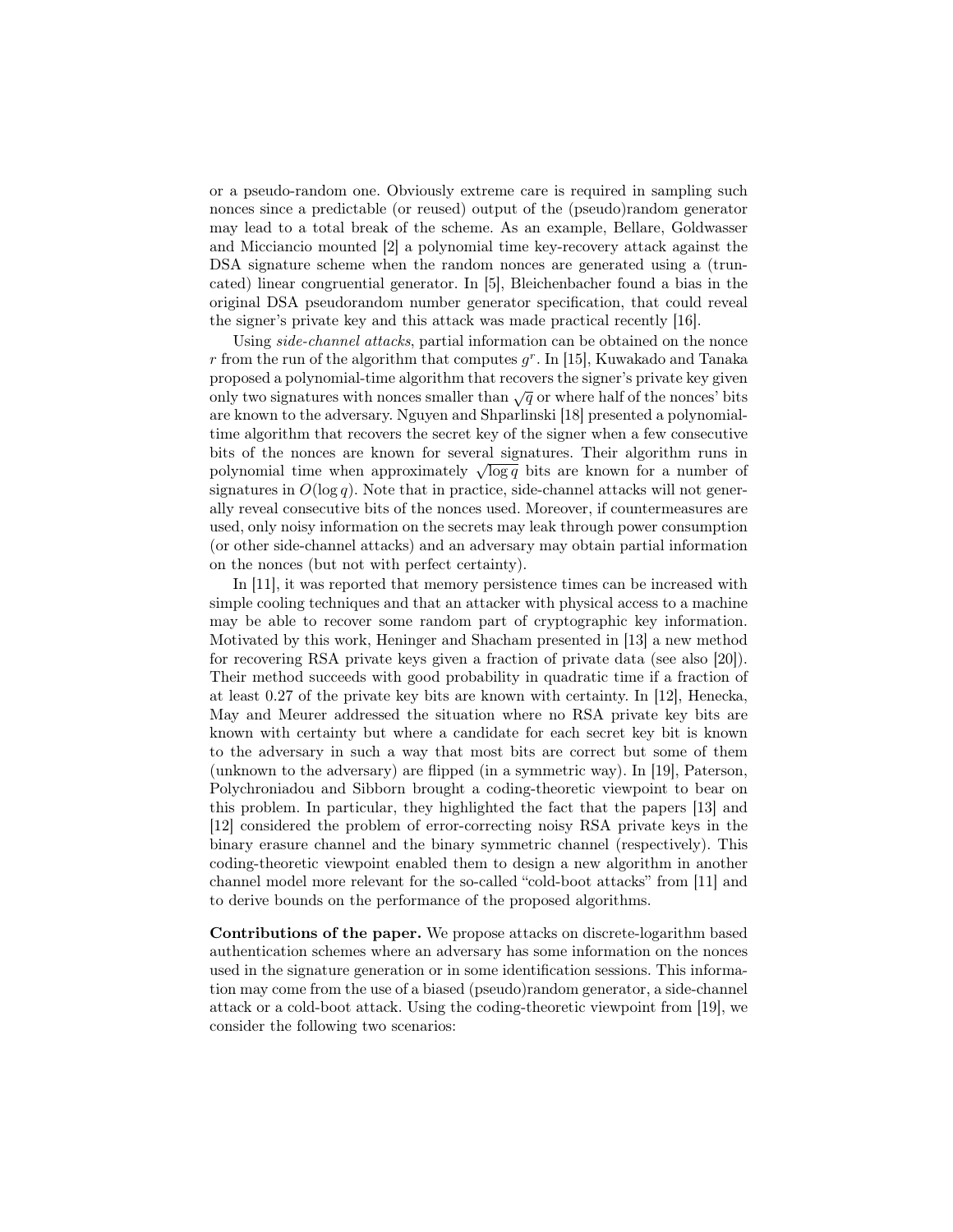or a pseudo-random one. Obviously extreme care is required in sampling such nonces since a predictable (or reused) output of the (pseudo)random generator may lead to a total break of the scheme. As an example, Bellare, Goldwasser and Micciancio mounted [2] a polynomial time key-recovery attack against the DSA signature scheme when the random nonces are generated using a (truncated) linear congruential generator. In [5], Bleichenbacher found a bias in the original DSA pseudorandom number generator specification, that could reveal the signer's private key and this attack was made practical recently [16].

Using *side-channel attacks*, partial information can be obtained on the nonce $r$ from the run of the algorithm that computes $g^r$. In [15], Kuwakado and Tanaka proposed a polynomial-time algorithm that recovers the signer's private key given only two signatures with nonces smaller than $\sqrt{q}$ or where half of the nonces' bits are known to the adversary. Nguyen and Shparlinski [18] presented a polynomial-time algorithm that recovers the secret key of the signer when a few consecutive bits of the nonces are known for several signatures. Their algorithm runs in polynomial time when approximately $\sqrt{\log q}$ bits are known for a number of signatures in $O(\log q)$. Note that in practice, side-channel attacks will not generally reveal consecutive bits of the nonces used. Moreover, if countermeasures are used, only noisy information on the secrets may leak through power consumption (or other side-channel attacks) and an adversary may obtain partial information on the nonces (but not with perfect certainty).

In [11], it was reported that memory persistence times can be increased with simple cooling techniques and that an attacker with physical access to a machine may be able to recover some random part of cryptographic key information. Motivated by this work, Heninger and Shacham presented in [13] a new method for recovering RSA private keys given a fraction of private data (see also [20]). Their method succeeds with good probability in quadratic time if a fraction of at least 0.27 of the private key bits are known with certainty. In [12], Henecka, May and Meurer addressed the situation where no RSA private key bits are known with certainty but where a candidate for each secret key bit is known to the adversary in such a way that most bits are correct but some of them (unknown to the adversary) are flipped (in a symmetric way). In [19], Paterson, Polychroniadou and Sibborn brought a coding-theoretic viewpoint to bear on this problem. In particular, they highlighted the fact that the papers [13] and [12] considered the problem of error-correcting noisy RSA private keys in the binary erasure channel and the binary symmetric channel (respectively). This coding-theoretic viewpoint enabled them to design a new algorithm in another channel model more relevant for the so-called "cold-boot attacks" from [11] and to derive bounds on the performance of the proposed algorithms.

**Contributions of the paper.** We propose attacks on discrete-logarithm based authentication schemes where an adversary has some information on the nonces used in the signature generation or in some identification sessions. This information may come from the use of a biased (pseudo)random generator, a side-channel attack or a cold-boot attack. Using the coding-theoretic viewpoint from [19], we consider the following two scenarios: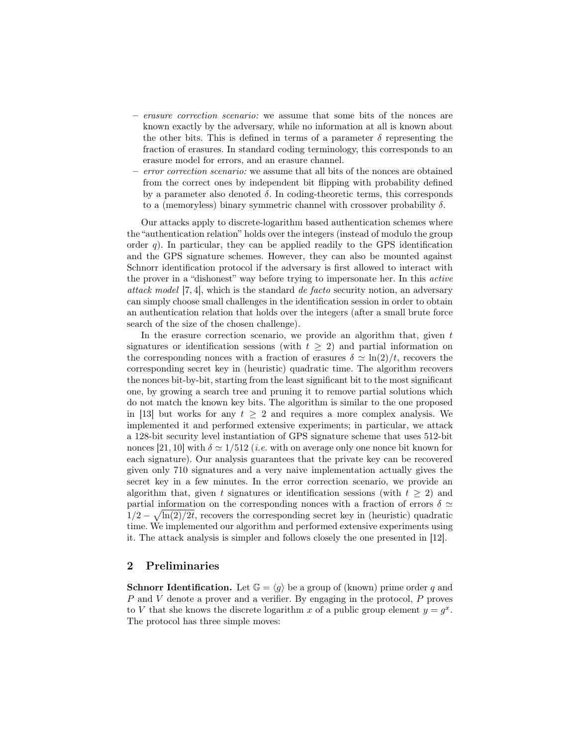- *erasure correction scenario:* we assume that some bits of the nonces are known exactly by the adversary, while no information at all is known about the other bits. This is defined in terms of a parameter $\delta$ representing the fraction of erasures. In standard coding terminology, this corresponds to an erasure model for errors, and an erasure channel.
- *error correction scenario:* we assume that all bits of the nonces are obtained from the correct ones by independent bit flipping with probability defined by a parameter also denoted $\delta$. In coding-theoretic terms, this corresponds to a (memoryless) binary symmetric channel with crossover probability $\delta$.

Our attacks apply to discrete-logarithm based authentication schemes where the "authentication relation" holds over the integers (instead of modulo the group order $q$). In particular, they can be applied readily to the GPS identification and the GPS signature schemes. However, they can also be mounted against Schnorr identification protocol if the adversary is first allowed to interact with the prover in a "dishonest" way before trying to impersonate her. In this *active attack model* [7, 4], which is the standard *de facto* security notion, an adversary can simply choose small challenges in the identification session in order to obtain an authentication relation that holds over the integers (after a small brute force search of the size of the chosen challenge).

In the erasure correction scenario, we provide an algorithm that, given $t$ signatures or identification sessions (with $t \geq 2$) and partial information on the corresponding nonces with a fraction of erasures $\delta \simeq \ln(2)/t$, recovers the corresponding secret key in (heuristic) quadratic time. The algorithm recovers the nonces bit-by-bit, starting from the least significant bit to the most significant one, by growing a search tree and pruning it to remove partial solutions which do not match the known key bits. The algorithm is similar to the one proposed in [13] but works for any $t \geq 2$ and requires a more complex analysis. We implemented it and performed extensive experiments; in particular, we attack a 128-bit security level instantiation of GPS signature scheme that uses 512-bit nonces [21, 10] with $\delta \simeq 1/512$ (*i.e.* with on average only one nonce bit known for each signature). Our analysis guarantees that the private key can be recovered given only 710 signatures and a very naive implementation actually gives the secret key in a few minutes. In the error correction scenario, we provide an algorithm that, given $t$ signatures or identification sessions (with $t \geq 2$) and partial information on the corresponding nonces with a fraction of errors $\delta \simeq 1/2 - \sqrt{\ln(2)/2t}$, recovers the corresponding secret key in (heuristic) quadratic time. We implemented our algorithm and performed extensive experiments using it. The attack analysis is simpler and follows closely the one presented in [12].

## 2 Preliminaries

**Schnorr Identification.** Let $\mathbb{G} = \langle g \rangle$ be a group of (known) prime order $q$ and $P$ and $V$ denote a prover and a verifier. By engaging in the protocol, $P$ proves to $V$ that she knows the discrete logarithm $x$ of a public group element $y = g^x$. The protocol has three simple moves: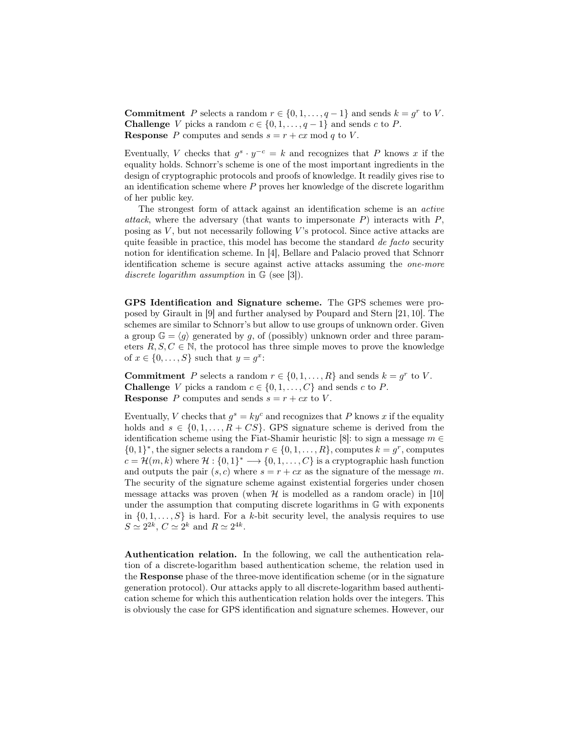**Commitment** $P$ selects a random $r \in \{0, 1, \ldots, q-1\}$ and sends $k = g^r$ to $V$.
**Challenge** $V$ picks a random $c \in \{0, 1, \ldots, q-1\}$ and sends $c$ to $P$.
**Response** $P$ computes and sends $s = r + cx \bmod q$ to $V$.

Eventually, $V$ checks that $g^s \cdot y^{-c} = k$ and recognizes that $P$ knows $x$ if the equality holds. Schnorr's scheme is one of the most important ingredients in the design of cryptographic protocols and proofs of knowledge. It readily gives rise to an identification scheme where $P$ proves her knowledge of the discrete logarithm of her public key.

The strongest form of attack against an identification scheme is an *active attack*, where the adversary (that wants to impersonate $P$) interacts with $P$, posing as $V$, but not necessarily following $V$'s protocol. Since active attacks are quite feasible in practice, this model has become the standard *de facto* security notion for identification scheme. In [4], Bellare and Palacio proved that Schnorr identification scheme is secure against active attacks assuming the *one-more discrete logarithm assumption* in $\mathbb{G}$ (see [3]).

**GPS Identification and Signature scheme.** The GPS schemes were proposed by Girault in [9] and further analysed by Poupard and Stern [21, 10]. The schemes are similar to Schnorr's but allow to use groups of unknown order. Given a group $\mathbb{G} = \langle g \rangle$ generated by $g$, of (possibly) unknown order and three parameters $R, S, C \in \mathbb{N}$, the protocol has three simple moves to prove the knowledge of $x \in \{0, \ldots, S\}$ such that $y = g^x$:

**Commitment** $P$ selects a random $r \in \{0, 1, \ldots, R\}$ and sends $k = g^r$ to $V$.
**Challenge** $V$ picks a random $c \in \{0, 1, \ldots, C\}$ and sends $c$ to $P$.
**Response** $P$ computes and sends $s = r + cx$ to $V$.

Eventually, $V$ checks that $g^s = ky^c$ and recognizes that $P$ knows $x$ if the equality holds and $s \in \{0, 1, \ldots, R + CS\}$. GPS signature scheme is derived from the identification scheme using the Fiat-Shamir heuristic [8]: to sign a message $m \in \{0, 1\}^*$, the signer selects a random $r \in \{0, 1, \ldots, R\}$, computes $k = g^r$, computes $c = \mathcal{H}(m, k)$ where $\mathcal{H} : \{0, 1\}^* \longrightarrow \{0, 1, \ldots, C\}$ is a cryptographic hash function and outputs the pair $(s, c)$ where $s = r + cx$ as the signature of the message $m$. The security of the signature scheme against existential forgeries under chosen message attacks was proven (when $\mathcal{H}$ is modelled as a random oracle) in [10] under the assumption that computing discrete logarithms in $\mathbb{G}$ with exponents in $\{0, 1, \ldots, S\}$ is hard. For a $k$-bit security level, the analysis requires to use $S \simeq 2^{2k}$, $C \simeq 2^k$ and $R \simeq 2^{4k}$.

**Authentication relation.** In the following, we call the authentication relation of a discrete-logarithm based authentication scheme, the relation used in the **Response** phase of the three-move identification scheme (or in the signature generation protocol). Our attacks apply to all discrete-logarithm based authentication scheme for which this authentication relation holds over the integers. This is obviously the case for GPS identification and signature schemes. However, our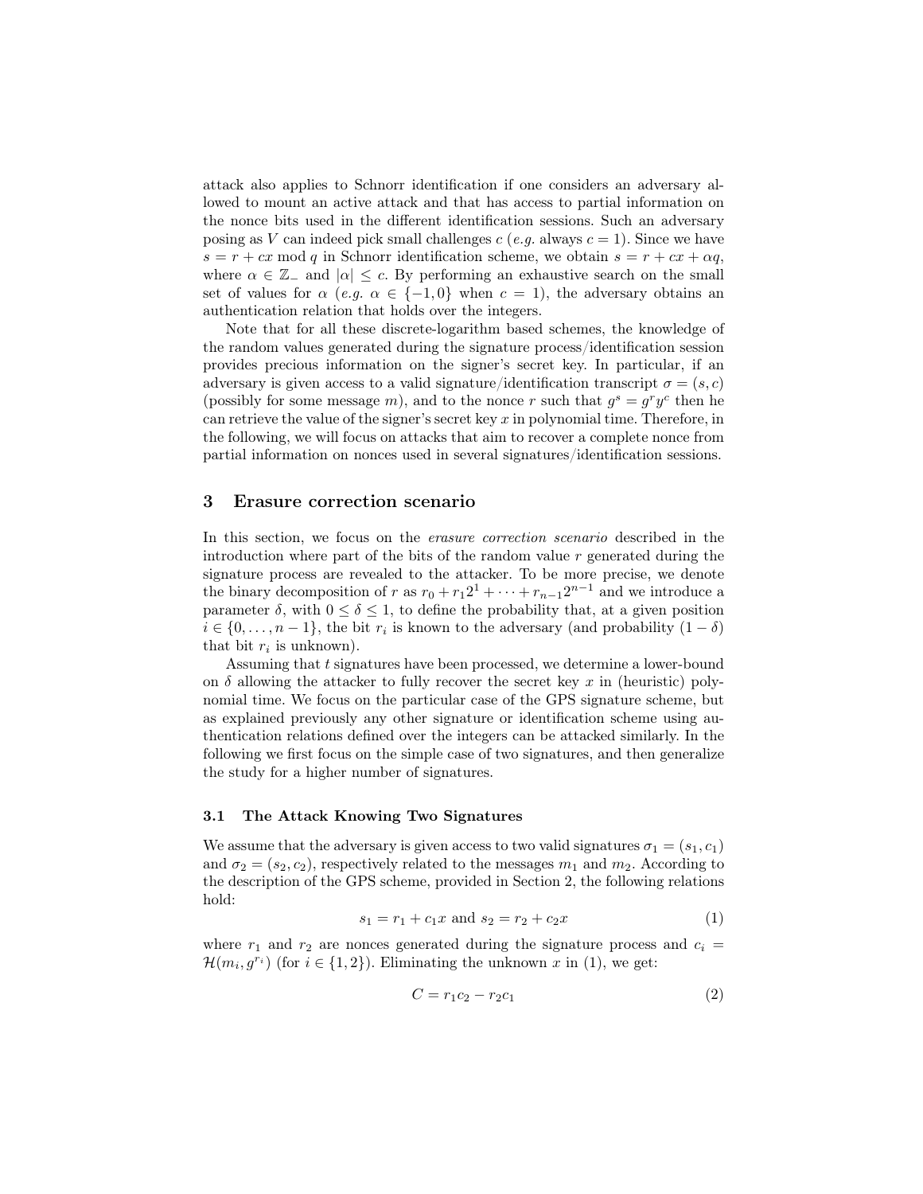attack also applies to Schnorr identification if one considers an adversary allowed to mount an active attack and that has access to partial information on the nonce bits used in the different identification sessions. Such an adversary posing as $V$ can indeed pick small challenges $c$ (*e.g.* always $c = 1$). Since we have $s = r + cx \bmod q$ in Schnorr identification scheme, we obtain $s = r + cx + \alpha q$, where $\alpha \in \mathbb{Z}_-$ and $|\alpha| \leq c$. By performing an exhaustive search on the small set of values for $\alpha$ (*e.g.* $\alpha \in \{-1, 0\}$ when $c = 1$), the adversary obtains an authentication relation that holds over the integers.

Note that for all these discrete-logarithm based schemes, the knowledge of the random values generated during the signature process/identification session provides precious information on the signer's secret key. In particular, if an adversary is given access to a valid signature/identification transcript $\sigma = (s, c)$ (possibly for some message $m$), and to the nonce $r$ such that $g^s = g^r y^c$ then he can retrieve the value of the signer's secret key $x$ in polynomial time. Therefore, in the following, we will focus on attacks that aim to recover a complete nonce from partial information on nonces used in several signatures/identification sessions.

## 3 Erasure correction scenario

In this section, we focus on the *erasure correction scenario* described in the introduction where part of the bits of the random value $r$ generated during the signature process are revealed to the attacker. To be more precise, we denote the binary decomposition of $r$ as $r_0 + r_1 2^1 + \cdots + r_{n-1} 2^{n-1}$ and we introduce a parameter $\delta$, with $0 \leq \delta \leq 1$, to define the probability that, at a given position $i \in \{0, \ldots, n-1\}$, the bit $r_i$ is known to the adversary (and probability $(1 - \delta)$ that bit $r_i$ is unknown).

Assuming that $t$ signatures have been processed, we determine a lower-bound on $\delta$ allowing the attacker to fully recover the secret key $x$ in (heuristic) polynomial time. We focus on the particular case of the GPS signature scheme, but as explained previously any other signature or identification scheme using authentication relations defined over the integers can be attacked similarly. In the following we first focus on the simple case of two signatures, and then generalize the study for a higher number of signatures.

### 3.1 The Attack Knowing Two Signatures

We assume that the adversary is given access to two valid signatures $\sigma_1 = (s_1, c_1)$ and $\sigma_2 = (s_2, c_2)$, respectively related to the messages $m_1$ and $m_2$. According to the description of the GPS scheme, provided in Section 2, the following relations hold:

$$s_1 = r_1 + c_1 x \text{ and } s_2 = r_2 + c_2 x \tag{1}$$

where $r_1$ and $r_2$ are nonces generated during the signature process and $c_i = \mathcal{H}(m_i, g^{r_i})$ (for $i \in \{1, 2\}$). Eliminating the unknown $x$ in (1), we get:

$$C = r_1 c_2 - r_2 c_1 \tag{2}$$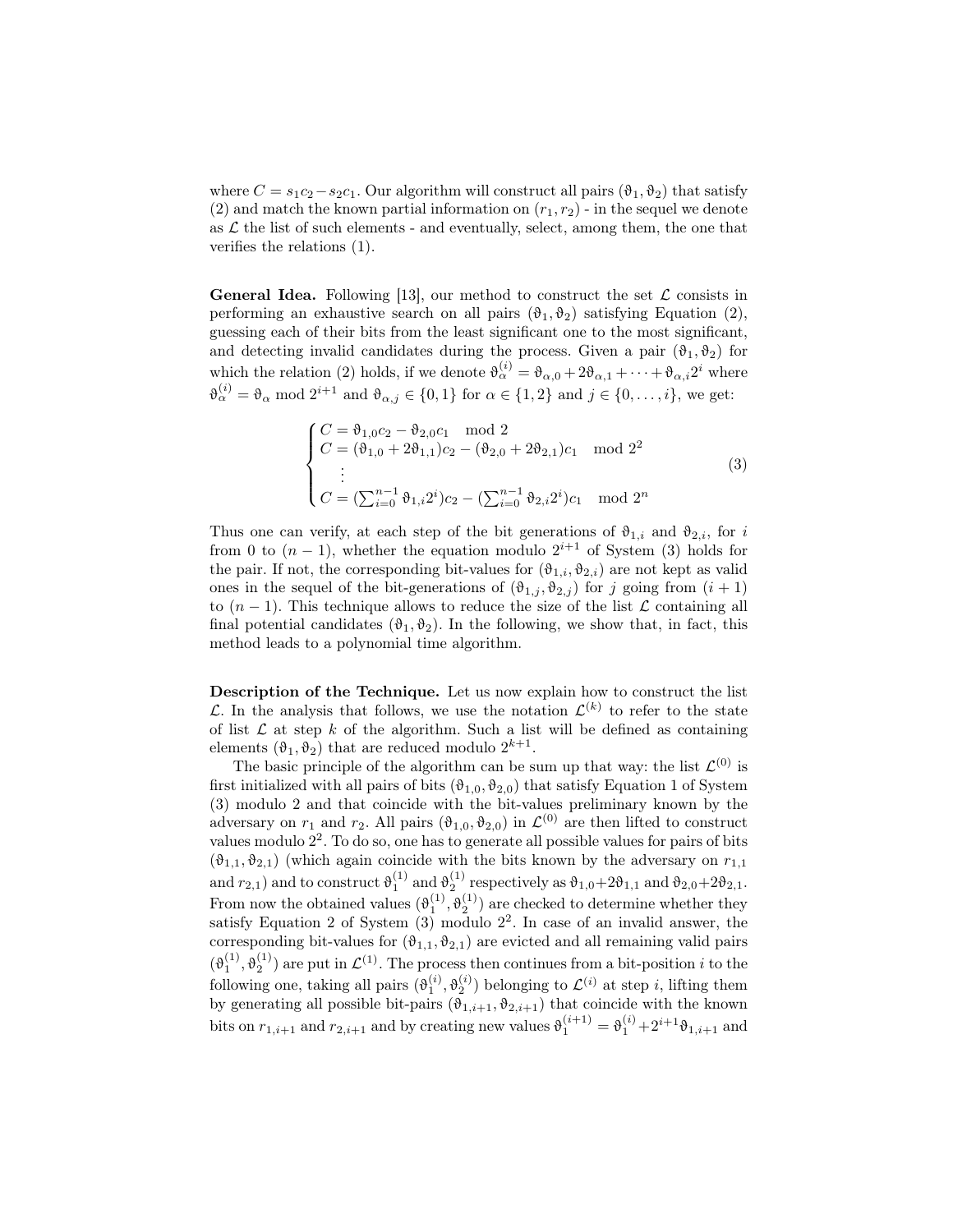where $C = s_1c_2 - s_2c_1$. Our algorithm will construct all pairs $(\vartheta_1, \vartheta_2)$ that satisfy (2) and match the known partial information on $(r_1, r_2)$ - in the sequel we denote as $\mathcal{L}$ the list of such elements - and eventually, select, among them, the one that verifies the relations (1).

**General Idea.** Following [13], our method to construct the set $\mathcal{L}$ consists in performing an exhaustive search on all pairs $(\vartheta_1, \vartheta_2)$ satisfying Equation (2), guessing each of their bits from the least significant one to the most significant, and detecting invalid candidates during the process. Given a pair $(\vartheta_1, \vartheta_2)$ for which the relation (2) holds, if we denote $\vartheta_\alpha^{(i)} = \vartheta_{\alpha,0} + 2\vartheta_{\alpha,1} + \cdots + \vartheta_{\alpha,i}2^i$ where $\vartheta_\alpha^{(i)} = \vartheta_\alpha \mod 2^{i+1}$ and $\vartheta_{\alpha,j} \in \{0,1\}$ for $\alpha \in \{1,2\}$ and $j \in \{0, \ldots, i\}$, we get:

$$
\begin{cases}
C = \vartheta_{1,0}c_2 - \vartheta_{2,0}c_1 \mod 2 \\
C = (\vartheta_{1,0} + 2\vartheta_{1,1})c_2 - (\vartheta_{2,0} + 2\vartheta_{2,1})c_1 \mod 2^2 \\
\quad \vdots \\
C = (\sum_{i=0}^{n-1} \vartheta_{1,i}2^i)c_2 - (\sum_{i=0}^{n-1} \vartheta_{2,i}2^i)c_1 \mod 2^n
\end{cases}
\tag{3}
$$

Thus one can verify, at each step of the bit generations of $\vartheta_{1,i}$ and $\vartheta_{2,i}$, for $i$ from 0 to $(n-1)$, whether the equation modulo $2^{i+1}$ of System (3) holds for the pair. If not, the corresponding bit-values for $(\vartheta_{1,i}, \vartheta_{2,i})$ are not kept as valid ones in the sequel of the bit-generations of $(\vartheta_{1,j}, \vartheta_{2,j})$ for $j$ going from $(i+1)$ to $(n-1)$. This technique allows to reduce the size of the list $\mathcal{L}$ containing all final potential candidates $(\vartheta_1, \vartheta_2)$. In the following, we show that, in fact, this method leads to a polynomial time algorithm.

**Description of the Technique.** Let us now explain how to construct the list $\mathcal{L}$. In the analysis that follows, we use the notation $\mathcal{L}^{(k)}$ to refer to the state of list $\mathcal{L}$ at step $k$ of the algorithm. Such a list will be defined as containing elements $(\vartheta_1, \vartheta_2)$ that are reduced modulo $2^{k+1}$.

The basic principle of the algorithm can be sum up that way: the list $\mathcal{L}^{(0)}$ is first initialized with all pairs of bits $(\vartheta_{1,0}, \vartheta_{2,0})$ that satisfy Equation 1 of System (3) modulo 2 and that coincide with the bit-values preliminary known by the adversary on $r_1$ and $r_2$. All pairs $(\vartheta_{1,0}, \vartheta_{2,0})$ in $\mathcal{L}^{(0)}$ are then lifted to construct values modulo $2^2$. To do so, one has to generate all possible values for pairs of bits $(\vartheta_{1,1}, \vartheta_{2,1})$ (which again coincide with the bits known by the adversary on $r_{1,1}$ and $r_{2,1}$) and to construct $\vartheta_1^{(1)}$ and $\vartheta_2^{(1)}$ respectively as $\vartheta_{1,0}+2\vartheta_{1,1}$ and $\vartheta_{2,0}+2\vartheta_{2,1}$. From now the obtained values $(\vartheta_1^{(1)}, \vartheta_2^{(1)})$ are checked to determine whether they satisfy Equation 2 of System (3) modulo $2^2$. In case of an invalid answer, the corresponding bit-values for $(\vartheta_{1,1}, \vartheta_{2,1})$ are evicted and all remaining valid pairs $(\vartheta_1^{(1)}, \vartheta_2^{(1)})$ are put in $\mathcal{L}^{(1)}$. The process then continues from a bit-position $i$ to the following one, taking all pairs $(\vartheta_1^{(i)}, \vartheta_2^{(i)})$ belonging to $\mathcal{L}^{(i)}$ at step $i$, lifting them by generating all possible bit-pairs $(\vartheta_{1,i+1}, \vartheta_{2,i+1})$ that coincide with the known bits on $r_{1,i+1}$ and $r_{2,i+1}$ and by creating new values $\vartheta_1^{(i+1)} = \vartheta_1^{(i)} + 2^{i+1}\vartheta_{1,i+1}$ and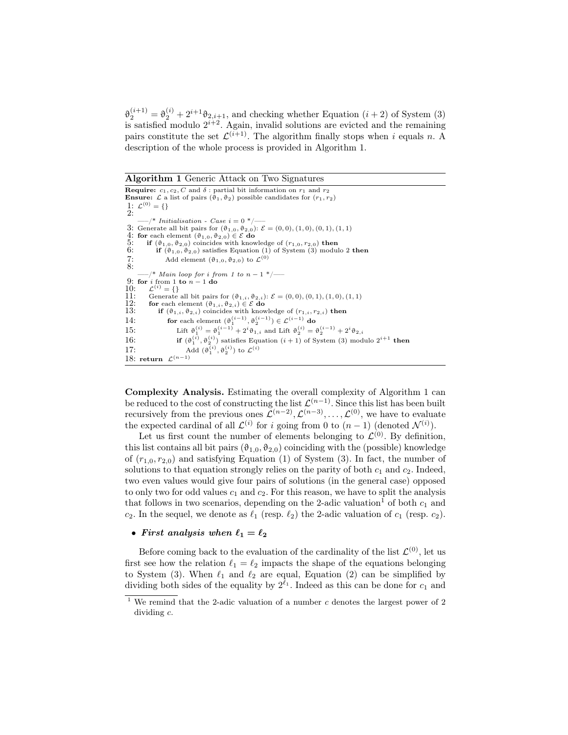$\vartheta_2^{(i+1)} = \vartheta_2^{(i)} + 2^{i+1}\vartheta_{2,i+1}$, and checking whether Equation $(i+2)$ of System (3) is satisfied modulo $2^{i+2}$. Again, invalid solutions are evicted and the remaining pairs constitute the set $\mathcal{L}^{(i+1)}$. The algorithm finally stops when $i$ equals $n$. A description of the whole process is provided in Algorithm 1.

**Algorithm 1** Generic Attack on Two Signatures

```
Require: c1, c2, C and δ : partial bit information on r1 and r2
Ensure: L a list of pairs (ϑ1, ϑ2) possible candidates for (r1, r2)
 1: L^(0) = {}
 2:
    —–/* Initialisation - Case i = 0 */—–
 3: Generate all bit pairs for (ϑ1,0, ϑ2,0): E = (0, 0), (1, 0), (0, 1), (1, 1)
 4: for each element (ϑ1,0, ϑ2,0) ∈ E do
 5:    if (ϑ1,0, ϑ2,0) coincides with knowledge of (r1,0, r2,0) then
 6:       if (ϑ1,0, ϑ2,0) satisfies Equation (1) of System (3) modulo 2 then
 7:          Add element (ϑ1,0, ϑ2,0) to L^(0)
 8:
    —–/* Main loop for i from 1 to n − 1 */—–
 9: for i from 1 to n − 1 do
10:    L^(i) = {}
11:    Generate all bit pairs for (ϑ1,i, ϑ2,i): E = (0, 0), (0, 1), (1, 0), (1, 1)
12:    for each element (ϑ1,i, ϑ2,i) ∈ E do
13:       if (ϑ1,i, ϑ2,i) coincides with knowledge of (r1,i, r2,i) then
14:          for each element (ϑ1^(i−1), ϑ2^(i−1)) ∈ L^(i−1) do
15:             Lift ϑ1^(i) = ϑ1^(i−1) + 2^i ϑ1,i and Lift ϑ2^(i) = ϑ2^(i−1) + 2^i ϑ2,i
16:             if (ϑ1^(i), ϑ2^(i)) satisfies Equation (i + 1) of System (3) modulo 2^(i+1) then
17:                Add (ϑ1^(i), ϑ2^(i)) to L^(i)
18: return L^(n−1)
```

**Complexity Analysis.** Estimating the overall complexity of Algorithm 1 can be reduced to the cost of constructing the list $\mathcal{L}^{(n-1)}$. Since this list has been built recursively from the previous ones $\mathcal{L}^{(n-2)}, \mathcal{L}^{(n-3)}, \ldots, \mathcal{L}^{(0)}$, we have to evaluate the expected cardinal of all $\mathcal{L}^{(i)}$ for $i$ going from 0 to $(n-1)$ (denoted $\mathcal{N}^{(i)}$).

Let us first count the number of elements belonging to $\mathcal{L}^{(0)}$. By definition, this list contains all bit pairs $(\vartheta_{1,0}, \vartheta_{2,0})$ coinciding with the (possible) knowledge of $(r_{1,0}, r_{2,0})$ and satisfying Equation (1) of System (3). In fact, the number of solutions to that equation strongly relies on the parity of both $c_1$ and $c_2$. Indeed, two even values would give four pairs of solutions (in the general case) opposed to only two for odd values $c_1$ and $c_2$. For this reason, we have to split the analysis that follows in two scenarios, depending on the 2-adic valuation[1] of both $c_1$ and $c_2$. In the sequel, we denote as $\ell_1$ (resp. $\ell_2$) the 2-adic valuation of $c_1$ (resp. $c_2$).

- ***First analysis when $\ell_1 = \ell_2$***

Before coming back to the evaluation of the cardinality of the list $\mathcal{L}^{(0)}$, let us first see how the relation $\ell_1 = \ell_2$ impacts the shape of the equations belonging to System (3). When $\ell_1$ and $\ell_2$ are equal, Equation (2) can be simplified by dividing both sides of the equality by $2^{\ell_1}$. Indeed as this can be done for $c_1$ and

[1] We remind that the 2-adic valuation of a number $c$ denotes the largest power of 2 dividing $c$.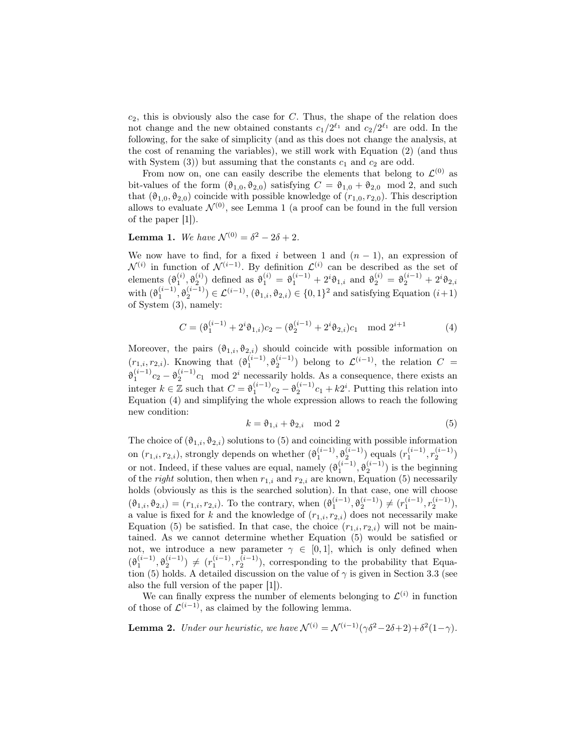$c_2$, this is obviously also the case for $C$. Thus, the shape of the relation does not change and the new obtained constants $c_1/2^{\ell_1}$ and $c_2/2^{\ell_1}$ are odd. In the following, for the sake of simplicity (and as this does not change the analysis, at the cost of renaming the variables), we still work with Equation (2) (and thus with System (3)) but assuming that the constants $c_1$ and $c_2$ are odd.

From now on, one can easily describe the elements that belong to $\mathcal{L}^{(0)}$ as bit-values of the form $(\vartheta_{1,0}, \vartheta_{2,0})$ satisfying $C = \vartheta_{1,0} + \vartheta_{2,0} \mod 2$, and such that $(\vartheta_{1,0}, \vartheta_{2,0})$ coincide with possible knowledge of $(r_{1,0}, r_{2,0})$. This description allows to evaluate $\mathcal{N}^{(0)}$, see Lemma 1 (a proof can be found in the full version of the paper [1]).

**Lemma 1.** *We have* $\mathcal{N}^{(0)} = \delta^2 - 2\delta + 2$.

We now have to find, for a fixed $i$ between 1 and $(n-1)$, an expression of $\mathcal{N}^{(i)}$ in function of $\mathcal{N}^{(i-1)}$. By definition $\mathcal{L}^{(i)}$ can be described as the set of elements $(\vartheta_1^{(i)}, \vartheta_2^{(i)})$ defined as $\vartheta_1^{(i)} = \vartheta_1^{(i-1)} + 2^i\vartheta_{1,i}$ and $\vartheta_2^{(i)} = \vartheta_2^{(i-1)} + 2^i\vartheta_{2,i}$ with $(\vartheta_1^{(i-1)}, \vartheta_2^{(i-1)}) \in \mathcal{L}^{(i-1)}$, $(\vartheta_{1,i}, \vartheta_{2,i}) \in \{0,1\}^2$ and satisfying Equation $(i+1)$ of System (3), namely:

$$C = (\vartheta_1^{(i-1)} + 2^i\vartheta_{1,i})c_2 - (\vartheta_2^{(i-1)} + 2^i\vartheta_{2,i})c_1 \mod 2^{i+1} \tag{4}$$

Moreover, the pairs $(\vartheta_{1,i}, \vartheta_{2,i})$ should coincide with possible information on $(r_{1,i}, r_{2,i})$. Knowing that $(\vartheta_1^{(i-1)}, \vartheta_2^{(i-1)})$ belong to $\mathcal{L}^{(i-1)}$, the relation $C = \vartheta_1^{(i-1)}c_2 - \vartheta_2^{(i-1)}c_1 \mod 2^i$ necessarily holds. As a consequence, there exists an integer $k \in \mathbb{Z}$ such that $C = \vartheta_1^{(i-1)}c_2 - \vartheta_2^{(i-1)}c_1 + k2^i$. Putting this relation into Equation (4) and simplifying the whole expression allows to reach the following new condition:

$$k = \vartheta_{1,i} + \vartheta_{2,i} \mod 2 \tag{5}$$

The choice of $(\vartheta_{1,i}, \vartheta_{2,i})$ solutions to (5) and coinciding with possible information on $(r_{1,i}, r_{2,i})$, strongly depends on whether $(\vartheta_1^{(i-1)}, \vartheta_2^{(i-1)})$ equals $(r_1^{(i-1)}, r_2^{(i-1)})$ or not. Indeed, if these values are equal, namely $(\vartheta_1^{(i-1)}, \vartheta_2^{(i-1)})$ is the beginning of the *right* solution, then when $r_{1,i}$ and $r_{2,i}$ are known, Equation (5) necessarily holds (obviously as this is the searched solution). In that case, one will choose $(\vartheta_{1,i}, \vartheta_{2,i}) = (r_{1,i}, r_{2,i})$. To the contrary, when $(\vartheta_1^{(i-1)}, \vartheta_2^{(i-1)}) \neq (r_1^{(i-1)}, r_2^{(i-1)})$, a value is fixed for $k$ and the knowledge of $(r_{1,i}, r_{2,i})$ does not necessarily make Equation (5) be satisfied. In that case, the choice $(r_{1,i}, r_{2,i})$ will not be maintained. As we cannot determine whether Equation (5) would be satisfied or not, we introduce a new parameter $\gamma \in [0,1]$, which is only defined when $(\vartheta_1^{(i-1)}, \vartheta_2^{(i-1)}) \neq (r_1^{(i-1)}, r_2^{(i-1)})$, corresponding to the probability that Equation (5) holds. A detailed discussion on the value of $\gamma$ is given in Section 3.3 (see also the full version of the paper [1]).

We can finally express the number of elements belonging to $\mathcal{L}^{(i)}$ in function of those of $\mathcal{L}^{(i-1)}$, as claimed by the following lemma.

**Lemma 2.** *Under our heuristic, we have* $\mathcal{N}^{(i)} = \mathcal{N}^{(i-1)}(\gamma\delta^2 - 2\delta + 2) + \delta^2(1-\gamma)$.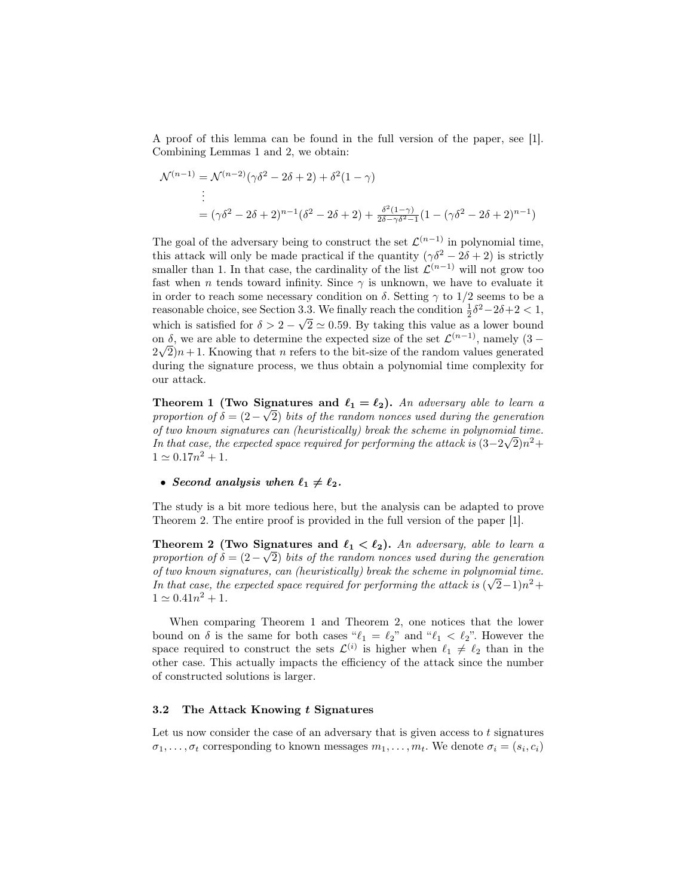A proof of this lemma can be found in the full version of the paper, see [1]. Combining Lemmas 1 and 2, we obtain:

$$
\begin{aligned}
\mathcal{N}^{(n-1)} &= \mathcal{N}^{(n-2)}(\gamma\delta^2 - 2\delta + 2) + \delta^2(1-\gamma) \\
&\vdots \\
&= (\gamma\delta^2 - 2\delta + 2)^{n-1}(\delta^2 - 2\delta + 2) + \tfrac{\delta^2(1-\gamma)}{2\delta - \gamma\delta^2 - 1}(1 - (\gamma\delta^2 - 2\delta + 2)^{n-1})
\end{aligned}
$$

The goal of the adversary being to construct the set $\mathcal{L}^{(n-1)}$ in polynomial time, this attack will only be made practical if the quantity $(\gamma\delta^2 - 2\delta + 2)$ is strictly smaller than 1. In that case, the cardinality of the list $\mathcal{L}^{(n-1)}$ will not grow too fast when $n$ tends toward infinity. Since $\gamma$ is unknown, we have to evaluate it in order to reach some necessary condition on $\delta$. Setting $\gamma$ to $1/2$ seems to be a reasonable choice, see Section 3.3. We finally reach the condition $\frac{1}{2}\delta^2 - 2\delta + 2 < 1$, which is satisfied for $\delta > 2 - \sqrt{2} \simeq 0.59$. By taking this value as a lower bound on $\delta$, we are able to determine the expected size of the set $\mathcal{L}^{(n-1)}$, namely $(3 - 2\sqrt{2})n + 1$. Knowing that $n$ refers to the bit-size of the random values generated during the signature process, we thus obtain a polynomial time complexity for our attack.

**Theorem 1 (Two Signatures and $\ell_1 = \ell_2$).** *An adversary able to learn a proportion of $\delta = (2 - \sqrt{2})$ bits of the random nonces used during the generation of two known signatures can (heuristically) break the scheme in polynomial time. In that case, the expected space required for performing the attack is $(3 - 2\sqrt{2})n^2 + 1 \simeq 0.17n^2 + 1$.*

- ***Second analysis when $\ell_1 \neq \ell_2$.***

The study is a bit more tedious here, but the analysis can be adapted to prove Theorem 2. The entire proof is provided in the full version of the paper [1].

**Theorem 2 (Two Signatures and $\ell_1 < \ell_2$).** *An adversary, able to learn a proportion of $\delta = (2 - \sqrt{2})$ bits of the random nonces used during the generation of two known signatures, can (heuristically) break the scheme in polynomial time. In that case, the expected space required for performing the attack is $(\sqrt{2} - 1)n^2 + 1 \simeq 0.41n^2 + 1$.*

When comparing Theorem 1 and Theorem 2, one notices that the lower bound on $\delta$ is the same for both cases "$\ell_1 = \ell_2$" and "$\ell_1 < \ell_2$". However the space required to construct the sets $\mathcal{L}^{(i)}$ is higher when $\ell_1 \neq \ell_2$ than in the other case. This actually impacts the efficiency of the attack since the number of constructed solutions is larger.

### 3.2 The Attack Knowing $t$ Signatures

Let us now consider the case of an adversary that is given access to $t$ signatures $\sigma_1, \ldots, \sigma_t$ corresponding to known messages $m_1, \ldots, m_t$. We denote $\sigma_i = (s_i, c_i)$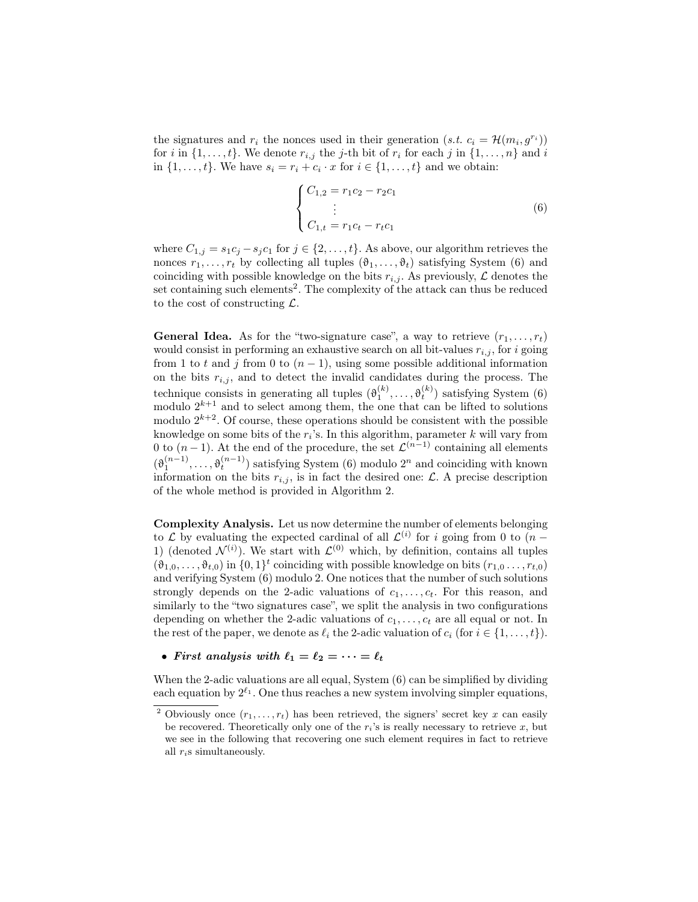the signatures and $r_i$ the nonces used in their generation (*s.t.* $c_i = \mathcal{H}(m_i, g^{r_i})$) for $i$ in $\{1, \ldots, t\}$. We denote $r_{i,j}$ the $j$-th bit of $r_i$ for each $j$ in $\{1, \ldots, n\}$ and $i$ in $\{1, \ldots, t\}$. We have $s_i = r_i + c_i \cdot x$ for $i \in \{1, \ldots, t\}$ and we obtain:

$$\begin{cases} C_{1,2} = r_1 c_2 - r_2 c_1 \\ \quad \vdots \\ C_{1,t} = r_1 c_t - r_t c_1 \end{cases} \tag{6}$$

where $C_{1,j} = s_1 c_j - s_j c_1$ for $j \in \{2, \ldots, t\}$. As above, our algorithm retrieves the nonces $r_1, \ldots, r_t$ by collecting all tuples $(\vartheta_1, \ldots, \vartheta_t)$ satisfying System (6) and coinciding with possible knowledge on the bits $r_{i,j}$. As previously, $\mathcal{L}$ denotes the set containing such elements[2]. The complexity of the attack can thus be reduced to the cost of constructing $\mathcal{L}$.

**General Idea.** As for the "two-signature case", a way to retrieve $(r_1, \ldots, r_t)$ would consist in performing an exhaustive search on all bit-values $r_{i,j}$, for $i$ going from 1 to $t$ and $j$ from 0 to $(n-1)$, using some possible additional information on the bits $r_{i,j}$, and to detect the invalid candidates during the process. The technique consists in generating all tuples $(\vartheta_1^{(k)}, \ldots, \vartheta_t^{(k)})$ satisfying System (6) modulo $2^{k+1}$ and to select among them, the one that can be lifted to solutions modulo $2^{k+2}$. Of course, these operations should be consistent with the possible knowledge on some bits of the $r_i$'s. In this algorithm, parameter $k$ will vary from 0 to $(n-1)$. At the end of the procedure, the set $\mathcal{L}^{(n-1)}$ containing all elements $(\vartheta_1^{(n-1)}, \ldots, \vartheta_t^{(n-1)})$ satisfying System (6) modulo $2^n$ and coinciding with known information on the bits $r_{i,j}$, is in fact the desired one: $\mathcal{L}$. A precise description of the whole method is provided in Algorithm 2.

**Complexity Analysis.** Let us now determine the number of elements belonging to $\mathcal{L}$ by evaluating the expected cardinal of all $\mathcal{L}^{(i)}$ for $i$ going from 0 to $(n-1)$ (denoted $\mathcal{N}^{(i)}$). We start with $\mathcal{L}^{(0)}$ which, by definition, contains all tuples $(\vartheta_{1,0}, \ldots, \vartheta_{t,0})$ in $\{0,1\}^t$ coinciding with possible knowledge on bits $(r_{1,0} \ldots, r_{t,0})$ and verifying System (6) modulo 2. One notices that the number of such solutions strongly depends on the 2-adic valuations of $c_1, \ldots, c_t$. For this reason, and similarly to the "two signatures case", we split the analysis in two configurations depending on whether the 2-adic valuations of $c_1, \ldots, c_t$ are all equal or not. In the rest of the paper, we denote as $\ell_i$ the 2-adic valuation of $c_i$ (for $i \in \{1, \ldots, t\}$).

- ***First analysis with $\ell_1 = \ell_2 = \cdots = \ell_t$***

When the 2-adic valuations are all equal, System (6) can be simplified by dividing each equation by $2^{\ell_1}$. One thus reaches a new system involving simpler equations,

[2] Obviously once $(r_1, \ldots, r_t)$ has been retrieved, the signers' secret key $x$ can easily be recovered. Theoretically only one of the $r_i$'s is really necessary to retrieve $x$, but we see in the following that recovering one such element requires in fact to retrieve all $r_i$s simultaneously.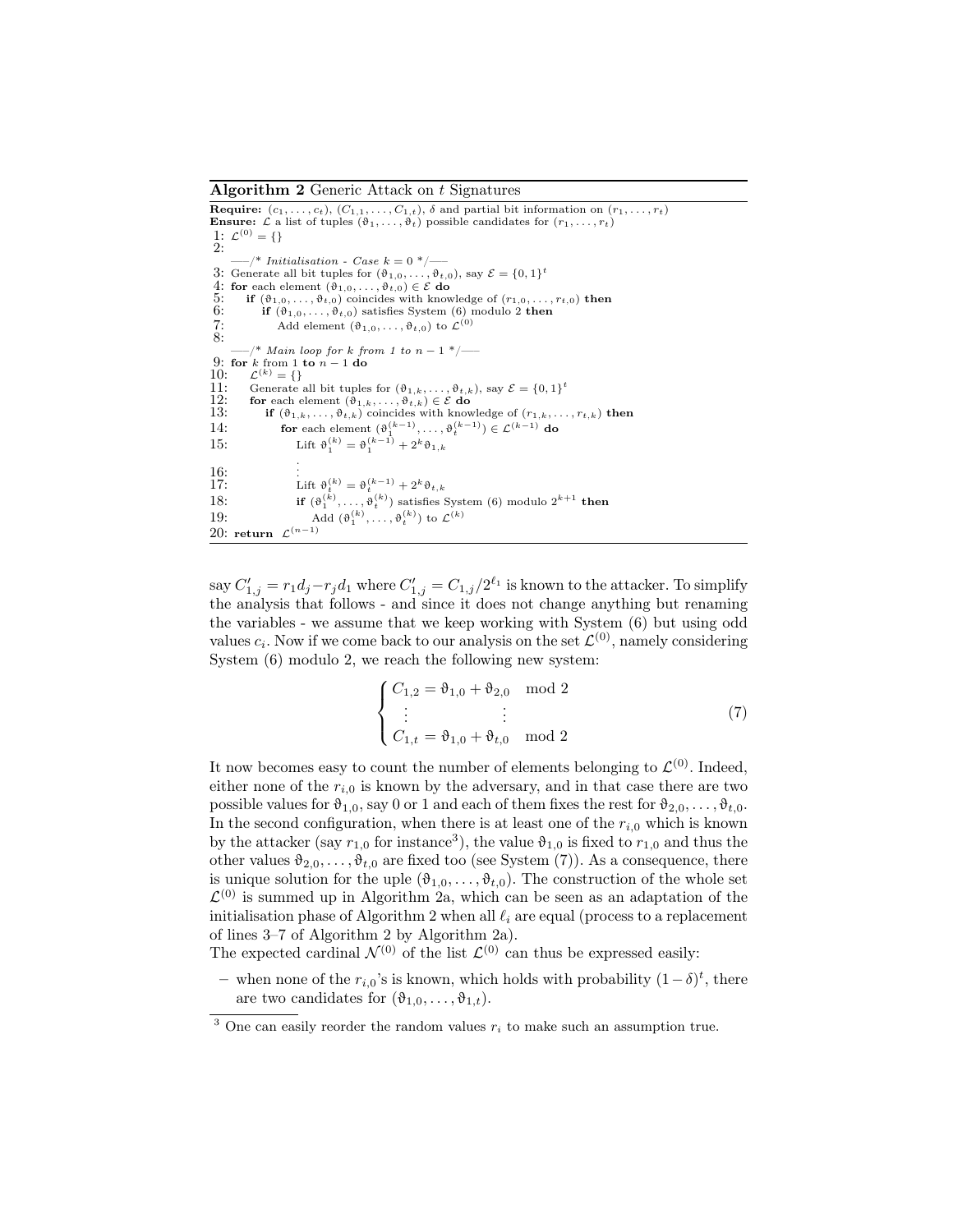**Algorithm 2** Generic Attack on $t$ Signatures

```
Require: (c_1, ..., c_t), (C_{1,1}, ..., C_{1,t}), δ and partial bit information on (r_1, ..., r_t)
Ensure: L a list of tuples (ϑ_1, ..., ϑ_t) possible candidates for (r_1, ..., r_t)
 1: L^(0) = {}
 2:
   ——/* Initialisation - Case k = 0 */——
 3: Generate all bit tuples for (ϑ_{1,0}, ..., ϑ_{t,0}), say E = {0,1}^t
 4: for each element (ϑ_{1,0}, ..., ϑ_{t,0}) ∈ E do
 5:    if (ϑ_{1,0}, ..., ϑ_{t,0}) coincides with knowledge of (r_{1,0}, ..., r_{t,0}) then
 6:       if (ϑ_{1,0}, ..., ϑ_{t,0}) satisfies System (6) modulo 2 then
 7:          Add element (ϑ_{1,0}, ..., ϑ_{t,0}) to L^(0)
 8:
   ——/* Main loop for k from 1 to n − 1 */——
 9: for k from 1 to n − 1 do
10:    L^(k) = {}
11:    Generate all bit tuples for (ϑ_{1,k}, ..., ϑ_{t,k}), say E = {0,1}^t
12:    for each element (ϑ_{1,k}, ..., ϑ_{t,k}) ∈ E do
13:       if (ϑ_{1,k}, ..., ϑ_{t,k}) coincides with knowledge of (r_{1,k}, ..., r_{t,k}) then
14:          for each element (ϑ_1^(k−1), ..., ϑ_t^(k−1)) ∈ L^(k−1) do
15:             Lift ϑ_1^(k) = ϑ_1^(k−1) + 2^k ϑ_{1,k}
                   ⋮
16:
17:             Lift ϑ_t^(k) = ϑ_t^(k−1) + 2^k ϑ_{t,k}
18:             if (ϑ_1^(k), ..., ϑ_t^(k)) satisfies System (6) modulo 2^(k+1) then
19:                Add (ϑ_1^(k), ..., ϑ_t^(k)) to L^(k)
20: return L^(n−1)
```

say $C'_{1,j} = r_1 d_j - r_j d_1$ where $C'_{1,j} = C_{1,j}/2^{\ell_1}$ is known to the attacker. To simplify the analysis that follows - and since it does not change anything but renaming the variables - we assume that we keep working with System (6) but using odd values $c_i$. Now if we come back to our analysis on the set $\mathcal{L}^{(0)}$, namely considering System (6) modulo 2, we reach the following new system:

$$
\begin{cases}
C_{1,2} = \vartheta_{1,0} + \vartheta_{2,0} \mod 2 \\
\quad \vdots \qquad\qquad \vdots \\
C_{1,t} = \vartheta_{1,0} + \vartheta_{t,0} \mod 2
\end{cases}
\tag{7}
$$

It now becomes easy to count the number of elements belonging to $\mathcal{L}^{(0)}$. Indeed, either none of the $r_{i,0}$ is known by the adversary, and in that case there are two possible values for $\vartheta_{1,0}$, say 0 or 1 and each of them fixes the rest for $\vartheta_{2,0}, \ldots, \vartheta_{t,0}$. In the second configuration, when there is at least one of the $r_{i,0}$ which is known by the attacker (say $r_{1,0}$ for instance[3]), the value $\vartheta_{1,0}$ is fixed to $r_{1,0}$ and thus the other values $\vartheta_{2,0}, \ldots, \vartheta_{t,0}$ are fixed too (see System (7)). As a consequence, there is unique solution for the uple $(\vartheta_{1,0}, \ldots, \vartheta_{t,0})$. The construction of the whole set $\mathcal{L}^{(0)}$ is summed up in Algorithm 2a, which can be seen as an adaptation of the initialisation phase of Algorithm 2 when all $\ell_i$ are equal (process to a replacement of lines 3–7 of Algorithm 2 by Algorithm 2a).

The expected cardinal $\mathcal{N}^{(0)}$ of the list $\mathcal{L}^{(0)}$ can thus be expressed easily:

– when none of the $r_{i,0}$'s is known, which holds with probability $(1-\delta)^t$, there are two candidates for $(\vartheta_{1,0}, \ldots, \vartheta_{1,t})$.

[3] One can easily reorder the random values $r_i$ to make such an assumption true.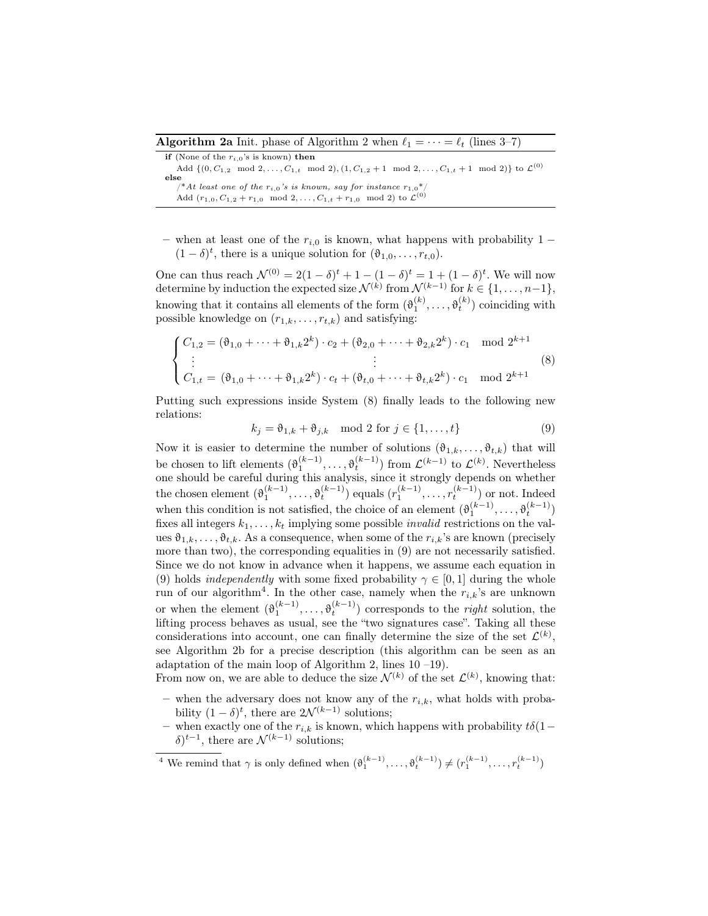**Algorithm 2a** Init. phase of Algorithm 2 when $\ell_1 = \cdots = \ell_t$ (lines 3–7)

```
if (None of the r_{i,0}'s is known) then
    Add {(0, C_{1,2} mod 2, ..., C_{1,t} mod 2), (1, C_{1,2} + 1 mod 2, ..., C_{1,t} + 1 mod 2)} to L^(0)
else
    /*At least one of the r_{i,0}'s is known, say for instance r_{1,0}*/
    Add (r_{1,0}, C_{1,2} + r_{1,0} mod 2, ..., C_{1,t} + r_{1,0} mod 2) to L^(0)
```

– when at least one of the $r_{i,0}$ is known, what happens with probability $1 - (1-\delta)^t$, there is a unique solution for $(\vartheta_{1,0}, \ldots, r_{t,0})$.

One can thus reach $\mathcal{N}^{(0)} = 2(1-\delta)^t + 1 - (1-\delta)^t = 1 + (1-\delta)^t$. We will now determine by induction the expected size $\mathcal{N}^{(k)}$ from $\mathcal{N}^{(k-1)}$ for $k \in \{1, \ldots, n-1\}$, knowing that it contains all elements of the form $(\vartheta_1^{(k)}, \ldots, \vartheta_t^{(k)})$ coinciding with possible knowledge on $(r_{1,k}, \ldots, r_{t,k})$ and satisfying:

$$
\begin{cases}
C_{1,2} = (\vartheta_{1,0} + \cdots + \vartheta_{1,k}2^k) \cdot c_2 + (\vartheta_{2,0} + \cdots + \vartheta_{2,k}2^k) \cdot c_1 \mod 2^{k+1} \\
\vdots \qquad\qquad\qquad\qquad \vdots \\
C_{1,t} = (\vartheta_{1,0} + \cdots + \vartheta_{1,k}2^k) \cdot c_t + (\vartheta_{t,0} + \cdots + \vartheta_{t,k}2^k) \cdot c_1 \mod 2^{k+1}
\end{cases}
\tag{8}
$$

Putting such expressions inside System (8) finally leads to the following new relations:

$$
k_j = \vartheta_{1,k} + \vartheta_{j,k} \mod 2 \text{ for } j \in \{1, \ldots, t\} \tag{9}
$$

Now it is easier to determine the number of solutions $(\vartheta_{1,k}, \ldots, \vartheta_{t,k})$ that will be chosen to lift elements $(\vartheta_1^{(k-1)}, \ldots, \vartheta_t^{(k-1)})$ from $\mathcal{L}^{(k-1)}$ to $\mathcal{L}^{(k)}$. Nevertheless one should be careful during this analysis, since it strongly depends on whether the chosen element $(\vartheta_1^{(k-1)}, \ldots, \vartheta_t^{(k-1)})$ equals $(r_1^{(k-1)}, \ldots, r_t^{(k-1)})$ or not. Indeed when this condition is not satisfied, the choice of an element $(\vartheta_1^{(k-1)}, \ldots, \vartheta_t^{(k-1)})$ fixes all integers $k_1, \ldots, k_t$ implying some possible *invalid* restrictions on the values $\vartheta_{1,k}, \ldots, \vartheta_{t,k}$. As a consequence, when some of the $r_{i,k}$'s are known (precisely more than two), the corresponding equalities in (9) are not necessarily satisfied. Since we do not know in advance when it happens, we assume each equation in (9) holds *independently* with some fixed probability $\gamma \in [0,1]$ during the whole run of our algorithm[4]. In the other case, namely when the $r_{i,k}$'s are unknown or when the element $(\vartheta_1^{(k-1)}, \ldots, \vartheta_t^{(k-1)})$ corresponds to the *right* solution, the lifting process behaves as usual, see the "two signatures case". Taking all these considerations into account, one can finally determine the size of the set $\mathcal{L}^{(k)}$, see Algorithm 2b for a precise description (this algorithm can be seen as an adaptation of the main loop of Algorithm 2, lines 10 –19).

From now on, we are able to deduce the size $\mathcal{N}^{(k)}$ of the set $\mathcal{L}^{(k)}$, knowing that:

– when the adversary does not know any of the $r_{i,k}$, what holds with probability $(1-\delta)^t$, there are $2\mathcal{N}^{(k-1)}$ solutions;
– when exactly one of the $r_{i,k}$ is known, which happens with probability $t\delta(1-\delta)^{t-1}$, there are $\mathcal{N}^{(k-1)}$ solutions;

[4] We remind that $\gamma$ is only defined when $(\vartheta_1^{(k-1)}, \ldots, \vartheta_t^{(k-1)}) \neq (r_1^{(k-1)}, \ldots, r_t^{(k-1)})$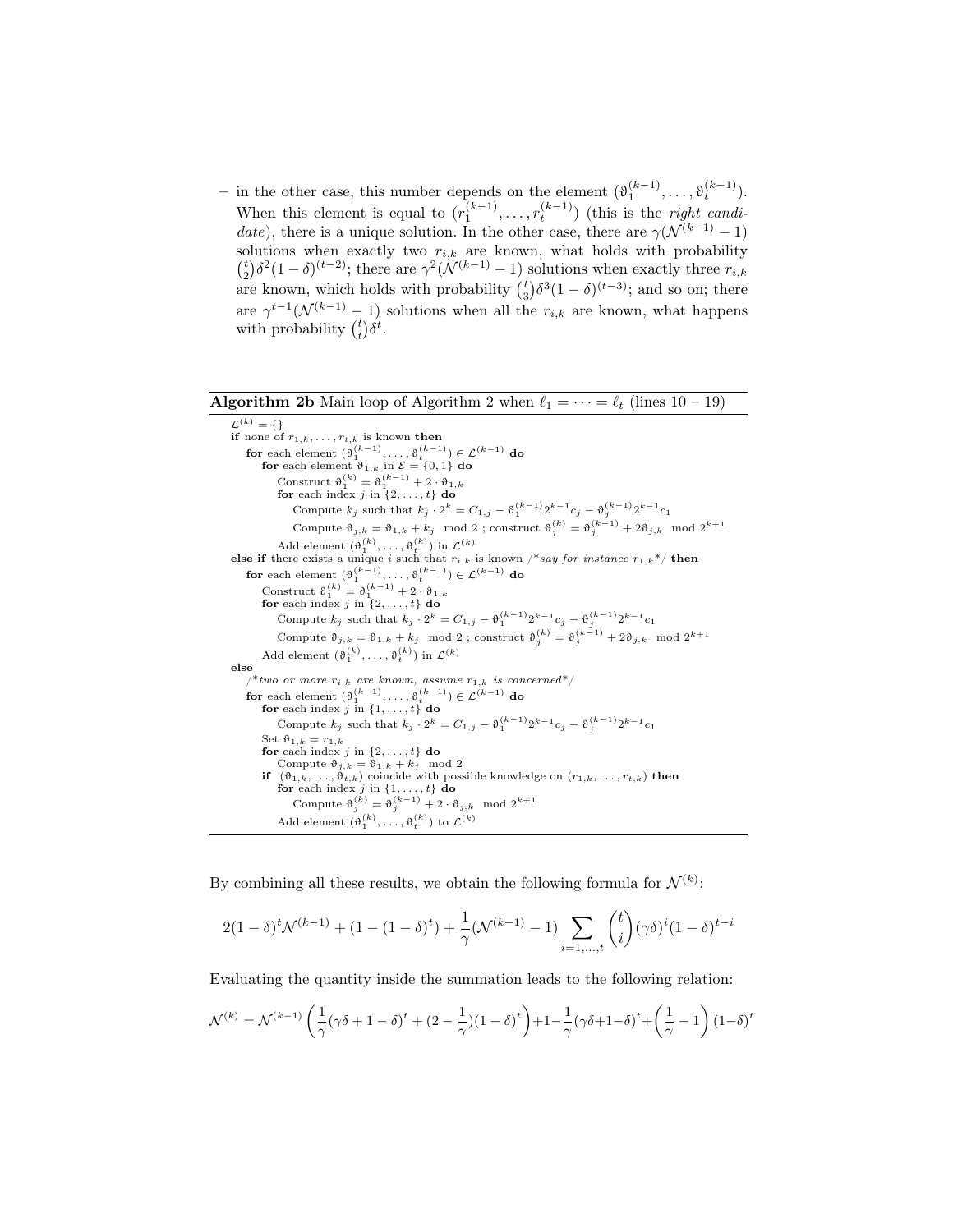– in the other case, this number depends on the element $(\vartheta_1^{(k-1)}, \ldots, \vartheta_t^{(k-1)})$. When this element is equal to $(r_1^{(k-1)}, \ldots, r_t^{(k-1)})$ (this is the *right candidate*), there is a unique solution. In the other case, there are $\gamma(\mathcal{N}^{(k-1)} - 1)$ solutions when exactly two $r_{i,k}$ are known, what holds with probability $\binom{t}{2}\delta^2(1-\delta)^{(t-2)}$; there are $\gamma^2(\mathcal{N}^{(k-1)} - 1)$ solutions when exactly three $r_{i,k}$ are known, which holds with probability $\binom{t}{3}\delta^3(1-\delta)^{(t-3)}$; and so on; there are $\gamma^{t-1}(\mathcal{N}^{(k-1)} - 1)$ solutions when all the $r_{i,k}$ are known, what happens with probability $\binom{t}{t}\delta^t$.

**Algorithm 2b** Main loop of Algorithm 2 when $\ell_1 = \cdots = \ell_t$ (lines 10 – 19)

```
L^(k) = {}
if none of r_{1,k}, ..., r_{t,k} is known then
    for each element (ϑ_1^(k-1), ..., ϑ_t^(k-1)) ∈ L^(k-1) do
        for each element ϑ_{1,k} in E = {0,1} do
            Construct ϑ_1^(k) = ϑ_1^(k-1) + 2 · ϑ_{1,k}
            for each index j in {2, ..., t} do
                Compute k_j such that k_j · 2^k = C_{1,j} − ϑ_1^(k-1) 2^(k-1) c_j − ϑ_j^(k-1) 2^(k-1) c_1
                Compute ϑ_{j,k} = ϑ_{1,k} + k_j mod 2 ; construct ϑ_j^(k) = ϑ_j^(k-1) + 2ϑ_{j,k} mod 2^(k+1)
            Add element (ϑ_1^(k), ..., ϑ_t^(k)) in L^(k)
else if there exists a unique i such that r_{i,k} is known /*say for instance r_{1,k}*/ then
    for each element (ϑ_1^(k-1), ..., ϑ_t^(k-1)) ∈ L^(k-1) do
        Construct ϑ_1^(k) = ϑ_1^(k-1) + 2 · ϑ_{1,k}
        for each index j in {2, ..., t} do
            Compute k_j such that k_j · 2^k = C_{1,j} − ϑ_1^(k-1) 2^(k-1) c_j − ϑ_j^(k-1) 2^(k-1) c_1
            Compute ϑ_{j,k} = ϑ_{1,k} + k_j mod 2 ; construct ϑ_j^(k) = ϑ_j^(k-1) + 2ϑ_{j,k} mod 2^(k+1)
        Add element (ϑ_1^(k), ..., ϑ_t^(k)) in L^(k)
else
    /*two or more r_{i,k} are known, assume r_{1,k} is concerned*/
    for each element (ϑ_1^(k-1), ..., ϑ_t^(k-1)) ∈ L^(k-1) do
        for each index j in {1, ..., t} do
            Compute k_j such that k_j · 2^k = C_{1,j} − ϑ_1^(k-1) 2^(k-1) c_j − ϑ_j^(k-1) 2^(k-1) c_1
        Set ϑ_{1,k} = r_{1,k}
        for each index j in {2, ..., t} do
            Compute ϑ_{j,k} = ϑ_{1,k} + k_j mod 2
        if (ϑ_{1,k}, ..., ϑ_{t,k}) coincide with possible knowledge on (r_{1,k}, ..., r_{t,k}) then
            for each index j in {1, ..., t} do
                Compute ϑ_j^(k) = ϑ_j^(k-1) + 2 · ϑ_{j,k} mod 2^(k+1)
            Add element (ϑ_1^(k), ..., ϑ_t^(k)) to L^(k)
```

By combining all these results, we obtain the following formula for $\mathcal{N}^{(k)}$:

$$2(1-\delta)^t \mathcal{N}^{(k-1)} + (1 - (1-\delta)^t) + \frac{1}{\gamma}(\mathcal{N}^{(k-1)} - 1) \sum_{i=1,\ldots,t} \binom{t}{i} (\gamma\delta)^i (1-\delta)^{t-i}$$

Evaluating the quantity inside the summation leads to the following relation:

$$\mathcal{N}^{(k)} = \mathcal{N}^{(k-1)} \left( \frac{1}{\gamma}(\gamma\delta + 1 - \delta)^t + (2 - \frac{1}{\gamma})(1-\delta)^t \right) + 1 - \frac{1}{\gamma}(\gamma\delta + 1 - \delta)^t + \left( \frac{1}{\gamma} - 1 \right)(1-\delta)^t$$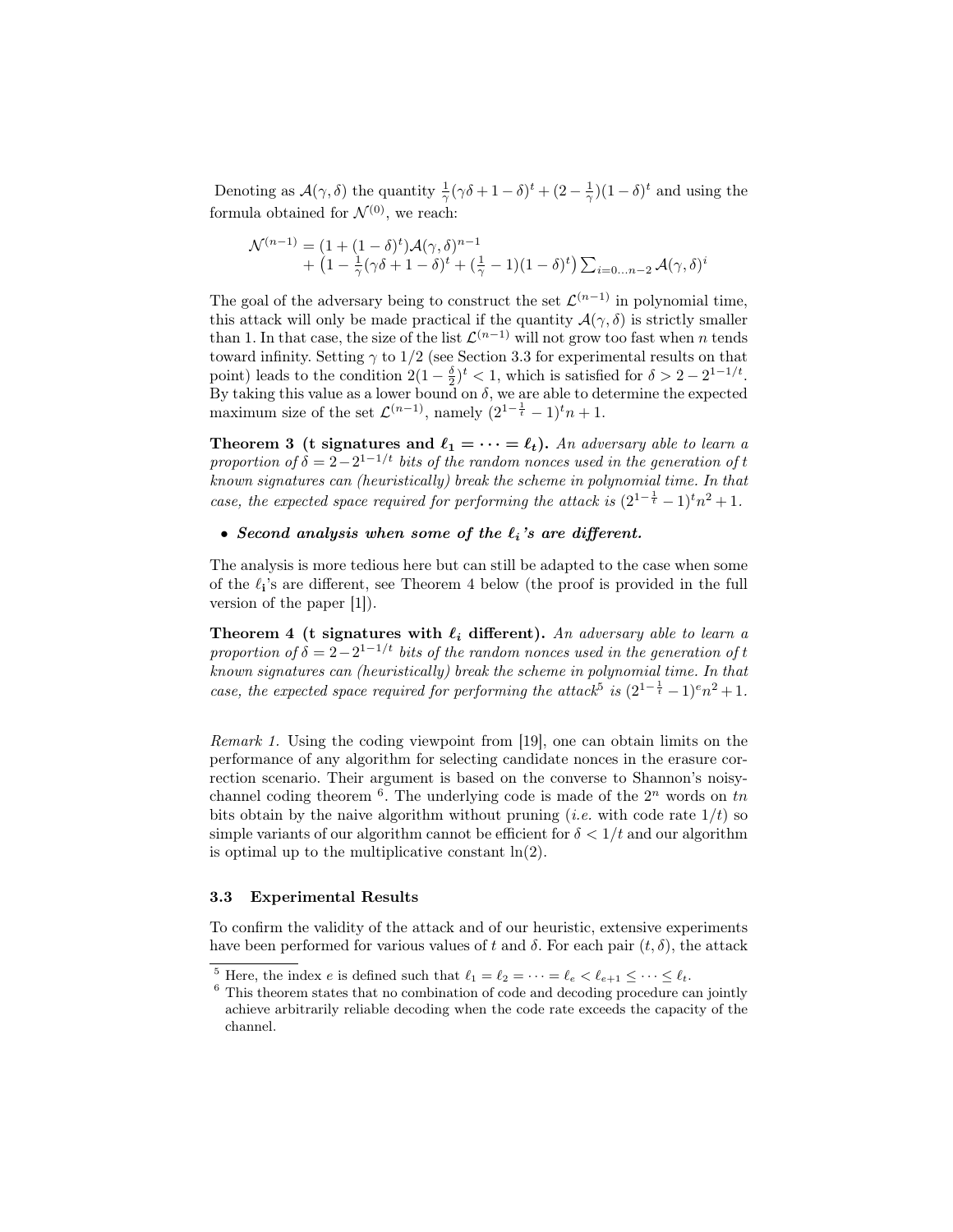Denoting as $\mathcal{A}(\gamma, \delta)$ the quantity $\frac{1}{\gamma}(\gamma\delta + 1 - \delta)^t + (2 - \frac{1}{\gamma})(1-\delta)^t$ and using the formula obtained for $\mathcal{N}^{(0)}$, we reach:

$$\begin{aligned}\mathcal{N}^{(n-1)} &= (1 + (1-\delta)^t)\mathcal{A}(\gamma, \delta)^{n-1} \\ &\quad + \left(1 - \tfrac{1}{\gamma}(\gamma\delta + 1 - \delta)^t + (\tfrac{1}{\gamma} - 1)(1-\delta)^t\right)\textstyle\sum_{i=0 \dots n-2} \mathcal{A}(\gamma, \delta)^i\end{aligned}$$

The goal of the adversary being to construct the set $\mathcal{L}^{(n-1)}$ in polynomial time, this attack will only be made practical if the quantity $\mathcal{A}(\gamma, \delta)$ is strictly smaller than 1. In that case, the size of the list $\mathcal{L}^{(n-1)}$ will not grow too fast when $n$ tends toward infinity. Setting $\gamma$ to $1/2$ (see Section 3.3 for experimental results on that point) leads to the condition $2(1 - \frac{\delta}{2})^t < 1$, which is satisfied for $\delta > 2 - 2^{1-1/t}$. By taking this value as a lower bound on $\delta$, we are able to determine the expected maximum size of the set $\mathcal{L}^{(n-1)}$, namely $(2^{1-\frac{1}{t}} - 1)^t n + 1$.

**Theorem 3 (t signatures and $\ell_1 = \cdots = \ell_t$).** *An adversary able to learn a proportion of $\delta = 2 - 2^{1-1/t}$ bits of the random nonces used in the generation of $t$ known signatures can (heuristically) break the scheme in polynomial time. In that case, the expected space required for performing the attack is $(2^{1-\frac{1}{t}} - 1)^t n^2 + 1$.*

- ***Second analysis when some of the $\ell_i$'s are different.***

The analysis is more tedious here but can still be adapted to the case when some of the $\ell_i$'s are different, see Theorem 4 below (the proof is provided in the full version of the paper [1]).

**Theorem 4 (t signatures with $\ell_i$ different).** *An adversary able to learn a proportion of $\delta = 2 - 2^{1-1/t}$ bits of the random nonces used in the generation of $t$ known signatures can (heuristically) break the scheme in polynomial time. In that case, the expected space required for performing the attack[5] is $(2^{1-\frac{1}{t}} - 1)^e n^2 + 1$.*

*Remark 1.* Using the coding viewpoint from [19], one can obtain limits on the performance of any algorithm for selecting candidate nonces in the erasure correction scenario. Their argument is based on the converse to Shannon's noisy-channel coding theorem [6]. The underlying code is made of the $2^n$ words on $tn$ bits obtain by the naive algorithm without pruning (*i.e.* with code rate $1/t$) so simple variants of our algorithm cannot be efficient for $\delta < 1/t$ and our algorithm is optimal up to the multiplicative constant $\ln(2)$.

### 3.3 Experimental Results

To confirm the validity of the attack and of our heuristic, extensive experiments have been performed for various values of $t$ and $\delta$. For each pair $(t, \delta)$, the attack

[5] Here, the index $e$ is defined such that $\ell_1 = \ell_2 = \cdots = \ell_e < \ell_{e+1} \leq \cdots \leq \ell_t$.

[6] This theorem states that no combination of code and decoding procedure can jointly achieve arbitrarily reliable decoding when the code rate exceeds the capacity of the channel.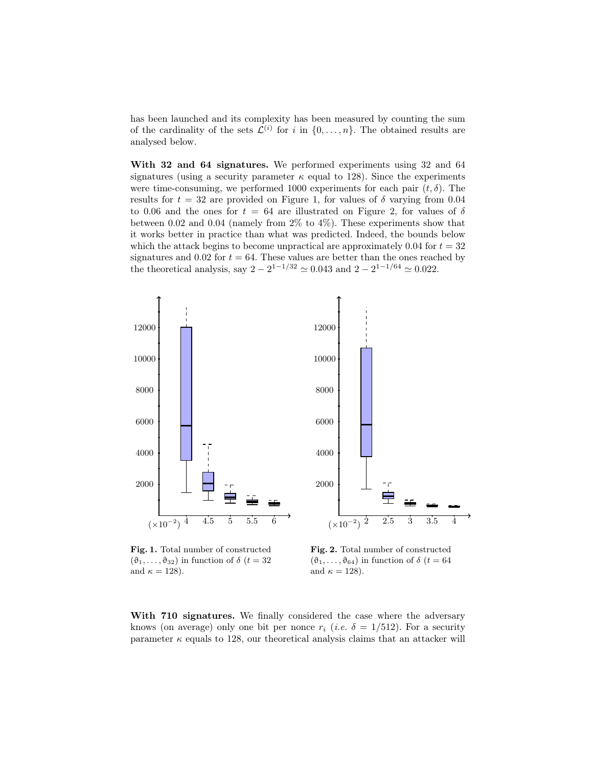has been launched and its complexity has been measured by counting the sum of the cardinality of the sets $\mathcal{L}^{(i)}$ for $i$ in $\{0, \ldots, n\}$. The obtained results are analysed below.

**With 32 and 64 signatures.** We performed experiments using 32 and 64 signatures (using a security parameter $\kappa$ equal to 128). Since the experiments were time-consuming, we performed 1000 experiments for each pair $(t, \delta)$. The results for $t = 32$ are provided on Figure 1, for values of $\delta$ varying from 0.04 to 0.06 and the ones for $t = 64$ are illustrated on Figure 2, for values of $\delta$ between 0.02 and 0.04 (namely from 2% to 4%). These experiments show that it works better in practice than what was predicted. Indeed, the bounds below which the attack begins to become unpractical are approximately 0.04 for $t = 32$ signatures and 0.02 for $t = 64$. These values are better than the ones reached by the theoretical analysis, say $2 - 2^{1-1/32} \simeq 0.043$ and $2 - 2^{1-1/64} \simeq 0.022$.

**Fig. 1.** Total number of constructed $(\vartheta_1, \ldots, \vartheta_{32})$ in function of $\delta$ ($t = 32$ and $\kappa = 128$).

**Fig. 2.** Total number of constructed $(\vartheta_1, \ldots, \vartheta_{64})$ in function of $\delta$ ($t = 64$ and $\kappa = 128$).

**With 710 signatures.** We finally considered the case where the adversary knows (on average) only one bit per nonce $r_i$ (*i.e.* $\delta = 1/512$). For a security parameter $\kappa$ equals to 128, our theoretical analysis claims that an attacker will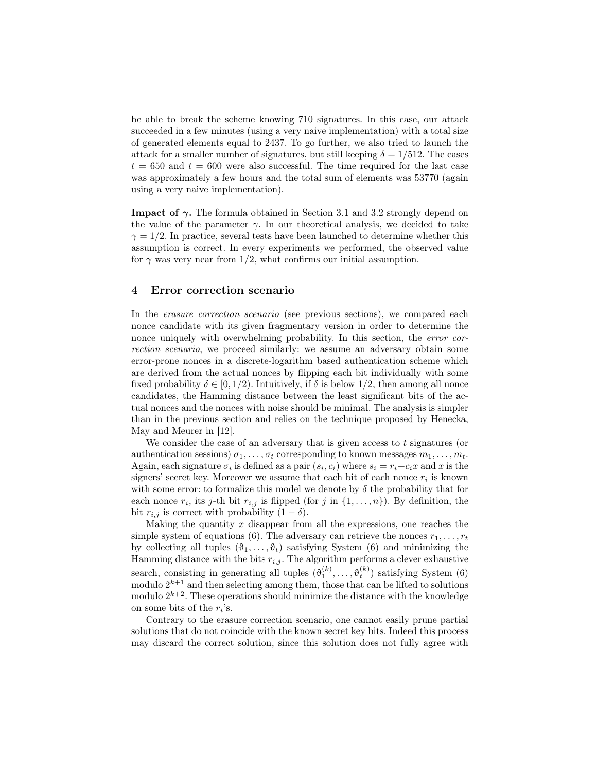be able to break the scheme knowing 710 signatures. In this case, our attack succeeded in a few minutes (using a very naive implementation) with a total size of generated elements equal to 2437. To go further, we also tried to launch the attack for a smaller number of signatures, but still keeping $\delta = 1/512$. The cases $t = 650$ and $t = 600$ were also successful. The time required for the last case was approximately a few hours and the total sum of elements was 53770 (again using a very naive implementation).

**Impact of $\gamma$.** The formula obtained in Section 3.1 and 3.2 strongly depend on the value of the parameter $\gamma$. In our theoretical analysis, we decided to take $\gamma = 1/2$. In practice, several tests have been launched to determine whether this assumption is correct. In every experiments we performed, the observed value for $\gamma$ was very near from 1/2, what confirms our initial assumption.

## 4 Error correction scenario

In the *erasure correction scenario* (see previous sections), we compared each nonce candidate with its given fragmentary version in order to determine the nonce uniquely with overwhelming probability. In this section, the *error correction scenario*, we proceed similarly: we assume an adversary obtain some error-prone nonces in a discrete-logarithm based authentication scheme which are derived from the actual nonces by flipping each bit individually with some fixed probability $\delta \in [0, 1/2)$. Intuitively, if $\delta$ is below 1/2, then among all nonce candidates, the Hamming distance between the least significant bits of the actual nonces and the nonces with noise should be minimal. The analysis is simpler than in the previous section and relies on the technique proposed by Henecka, May and Meurer in [12].

We consider the case of an adversary that is given access to $t$ signatures (or authentication sessions) $\sigma_1, \dots, \sigma_t$ corresponding to known messages $m_1, \dots, m_t$. Again, each signature $\sigma_i$ is defined as a pair $(s_i, c_i)$ where $s_i = r_i + c_i x$ and $x$ is the signers' secret key. Moreover we assume that each bit of each nonce $r_i$ is known with some error: to formalize this model we denote by $\delta$ the probability that for each nonce $r_i$, its $j$-th bit $r_{i,j}$ is flipped (for $j$ in $\{1, \dots, n\}$). By definition, the bit $r_{i,j}$ is correct with probability $(1 - \delta)$.

Making the quantity $x$ disappear from all the expressions, one reaches the simple system of equations (6). The adversary can retrieve the nonces $r_1, \dots, r_t$ by collecting all tuples $(\vartheta_1, \dots, \vartheta_t)$ satisfying System (6) and minimizing the Hamming distance with the bits $r_{i,j}$. The algorithm performs a clever exhaustive search, consisting in generating all tuples $(\vartheta_1^{(k)}, \dots, \vartheta_t^{(k)})$ satisfying System (6) modulo $2^{k+1}$ and then selecting among them, those that can be lifted to solutions modulo $2^{k+2}$. These operations should minimize the distance with the knowledge on some bits of the $r_i$'s.

Contrary to the erasure correction scenario, one cannot easily prune partial solutions that do not coincide with the known secret key bits. Indeed this process may discard the correct solution, since this solution does not fully agree with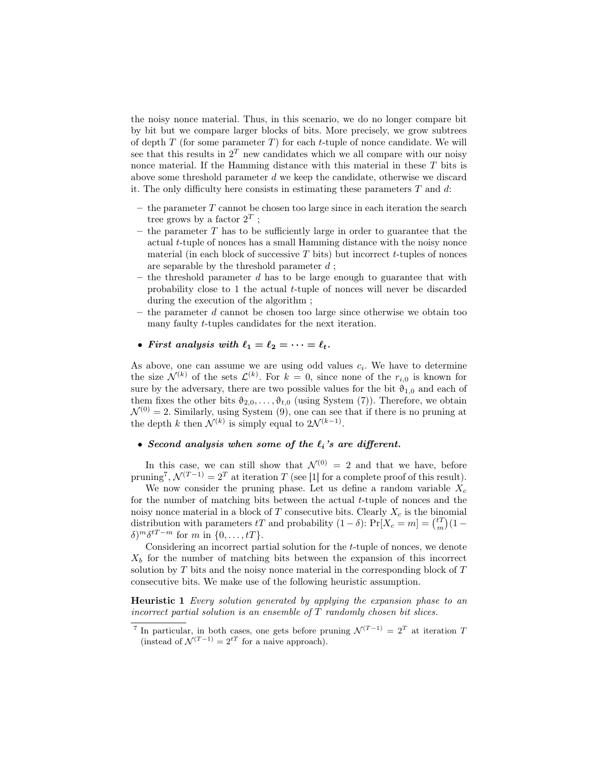the noisy nonce material. Thus, in this scenario, we do no longer compare bit by bit but we compare larger blocks of bits. More precisely, we grow subtrees of depth $T$ (for some parameter $T$) for each $t$-tuple of nonce candidate. We will see that this results in $2^T$ new candidates which we all compare with our noisy nonce material. If the Hamming distance with this material in these $T$ bits is above some threshold parameter $d$ we keep the candidate, otherwise we discard it. The only difficulty here consists in estimating these parameters $T$ and $d$:

- the parameter $T$ cannot be chosen too large since in each iteration the search tree grows by a factor $2^T$ ;
- the parameter $T$ has to be sufficiently large in order to guarantee that the actual $t$-tuple of nonces has a small Hamming distance with the noisy nonce material (in each block of successive $T$ bits) but incorrect $t$-tuples of nonces are separable by the threshold parameter $d$ ;
- the threshold parameter $d$ has to be large enough to guarantee that with probability close to 1 the actual $t$-tuple of nonces will never be discarded during the execution of the algorithm ;
- the parameter $d$ cannot be chosen too large since otherwise we obtain too many faulty $t$-tuples candidates for the next iteration.

- ***First analysis with $\ell_1 = \ell_2 = \cdots = \ell_t$.***

As above, one can assume we are using odd values $c_i$. We have to determine the size $\mathcal{N}^{(k)}$ of the sets $\mathcal{L}^{(k)}$. For $k = 0$, since none of the $r_{i,0}$ is known for sure by the adversary, there are two possible values for the bit $\vartheta_{1,0}$ and each of them fixes the other bits $\vartheta_{2,0}, \ldots, \vartheta_{t,0}$ (using System (7)). Therefore, we obtain $\mathcal{N}^{(0)} = 2$. Similarly, using System (9), one can see that if there is no pruning at the depth $k$ then $\mathcal{N}^{(k)}$ is simply equal to $2\mathcal{N}^{(k-1)}$.

- ***Second analysis when some of the $\ell_i$'s are different.***

In this case, we can still show that $\mathcal{N}^{(0)} = 2$ and that we have, before pruning[7], $\mathcal{N}^{(T-1)} = 2^T$ at iteration $T$ (see [1] for a complete proof of this result).

We now consider the pruning phase. Let us define a random variable $X_c$ for the number of matching bits between the actual $t$-tuple of nonces and the noisy nonce material in a block of $T$ consecutive bits. Clearly $X_c$ is the binomial distribution with parameters $tT$ and probability $(1-\delta)$: $\Pr[X_c = m] = \binom{tT}{m}(1-\delta)^m\delta^{tT-m}$ for $m$ in $\{0, \ldots, tT\}$.

Considering an incorrect partial solution for the $t$-tuple of nonces, we denote $X_b$ for the number of matching bits between the expansion of this incorrect solution by $T$ bits and the noisy nonce material in the corresponding block of $T$ consecutive bits. We make use of the following heuristic assumption.

**Heuristic 1** *Every solution generated by applying the expansion phase to an incorrect partial solution is an ensemble of $T$ randomly chosen bit slices.*

[7] In particular, in both cases, one gets before pruning $\mathcal{N}^{(T-1)} = 2^T$ at iteration $T$ (instead of $\mathcal{N}^{(T-1)} = 2^{tT}$ for a naive approach).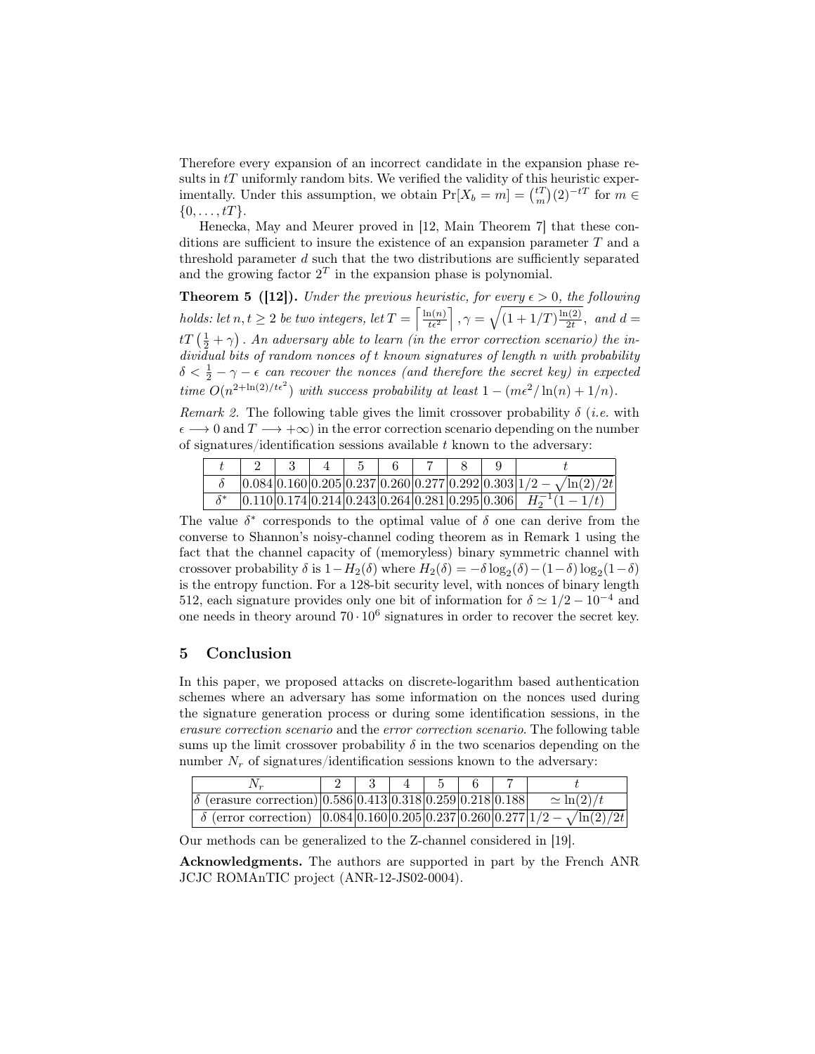Therefore every expansion of an incorrect candidate in the expansion phase results in $tT$ uniformly random bits. We verified the validity of this heuristic experimentally. Under this assumption, we obtain $\Pr[X_b = m] = \binom{tT}{m}(2)^{-tT}$ for $m \in \{0, \dots, tT\}$.

Henecka, May and Meurer proved in [12, Main Theorem 7] that these conditions are sufficient to insure the existence of an expansion parameter $T$ and a threshold parameter $d$ such that the two distributions are sufficiently separated and the growing factor $2^T$ in the expansion phase is polynomial.

**Theorem 5 ([12]).** *Under the previous heuristic, for every $\epsilon > 0$, the following holds: let $n, t \geq 2$ be two integers, let $T = \left\lceil \frac{\ln(n)}{t\epsilon^2} \right\rceil$, $\gamma = \sqrt{(1 + 1/T)\frac{\ln(2)}{2t}}$, and $d = tT\left(\frac{1}{2} + \gamma\right)$. An adversary able to learn (in the error correction scenario) the individual bits of random nonces of $t$ known signatures of length $n$ with probability $\delta < \frac{1}{2} - \gamma - \epsilon$ can recover the nonces (and therefore the secret key) in expected time $O(n^{2+\ln(2)/t\epsilon^2})$ with success probability at least $1 - (m\epsilon^2/\ln(n) + 1/n)$.*

*Remark 2.* The following table gives the limit crossover probability $\delta$ (*i.e.* with $\epsilon \longrightarrow 0$ and $T \longrightarrow +\infty$) in the error correction scenario depending on the number of signatures/identification sessions available $t$ known to the adversary:

| $t$ | 2 | 3 | 4 | 5 | 6 | 7 | 8 | 9 | $t$ |
|---|---|---|---|---|---|---|---|---|---|
| $\delta$ | 0.084 | 0.160 | 0.205 | 0.237 | 0.260 | 0.277 | 0.292 | 0.303 | $1/2 - \sqrt{\ln(2)/2t}$ |
| $\delta^*$ | 0.110 | 0.174 | 0.214 | 0.243 | 0.264 | 0.281 | 0.295 | 0.306 | $H_2^{-1}(1 - 1/t)$ |

The value $\delta^*$ corresponds to the optimal value of $\delta$ one can derive from the converse to Shannon's noisy-channel coding theorem as in Remark 1 using the fact that the channel capacity of (memoryless) binary symmetric channel with crossover probability $\delta$ is $1 - H_2(\delta)$ where $H_2(\delta) = -\delta \log_2(\delta) - (1-\delta)\log_2(1-\delta)$ is the entropy function. For a 128-bit security level, with nonces of binary length 512, each signature provides only one bit of information for $\delta \simeq 1/2 - 10^{-4}$ and one needs in theory around $70 \cdot 10^6$ signatures in order to recover the secret key.

## 5 Conclusion

In this paper, we proposed attacks on discrete-logarithm based authentication schemes where an adversary has some information on the nonces used during the signature generation process or during some identification sessions, in the *erasure correction scenario* and the *error correction scenario*. The following table sums up the limit crossover probability $\delta$ in the two scenarios depending on the number $N_r$ of signatures/identification sessions known to the adversary:

| $N_r$ | 2 | 3 | 4 | 5 | 6 | 7 | $t$ |
|---|---|---|---|---|---|---|---|
| $\delta$ (erasure correction) | 0.586 | 0.413 | 0.318 | 0.259 | 0.218 | 0.188 | $\simeq \ln(2)/t$ |
| $\delta$ (error correction) | 0.084 | 0.160 | 0.205 | 0.237 | 0.260 | 0.277 | $1/2 - \sqrt{\ln(2)/2t}$ |

Our methods can be generalized to the Z-channel considered in [19].

**Acknowledgments.** The authors are supported in part by the French ANR JCJC ROMAnTIC project (ANR-12-JS02-0004).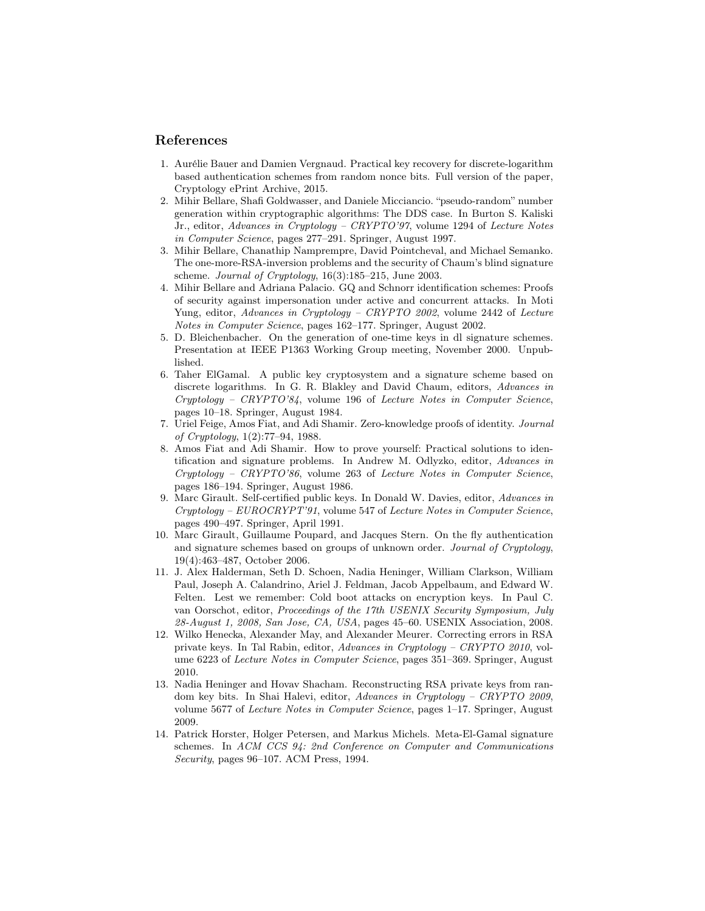## References

1. Aurélie Bauer and Damien Vergnaud. Practical key recovery for discrete-logarithm based authentication schemes from random nonce bits. Full version of the paper, Cryptology ePrint Archive, 2015.
2. Mihir Bellare, Shafi Goldwasser, and Daniele Micciancio. "pseudo-random" number generation within cryptographic algorithms: The DDS case. In Burton S. Kaliski Jr., editor, *Advances in Cryptology – CRYPTO'97*, volume 1294 of *Lecture Notes in Computer Science*, pages 277–291. Springer, August 1997.
3. Mihir Bellare, Chanathip Namprempre, David Pointcheval, and Michael Semanko. The one-more-RSA-inversion problems and the security of Chaum's blind signature scheme. *Journal of Cryptology*, 16(3):185–215, June 2003.
4. Mihir Bellare and Adriana Palacio. GQ and Schnorr identification schemes: Proofs of security against impersonation under active and concurrent attacks. In Moti Yung, editor, *Advances in Cryptology – CRYPTO 2002*, volume 2442 of *Lecture Notes in Computer Science*, pages 162–177. Springer, August 2002.
5. D. Bleichenbacher. On the generation of one-time keys in dl signature schemes. Presentation at IEEE P1363 Working Group meeting, November 2000. Unpublished.
6. Taher ElGamal. A public key cryptosystem and a signature scheme based on discrete logarithms. In G. R. Blakley and David Chaum, editors, *Advances in Cryptology – CRYPTO'84*, volume 196 of *Lecture Notes in Computer Science*, pages 10–18. Springer, August 1984.
7. Uriel Feige, Amos Fiat, and Adi Shamir. Zero-knowledge proofs of identity. *Journal of Cryptology*, 1(2):77–94, 1988.
8. Amos Fiat and Adi Shamir. How to prove yourself: Practical solutions to identification and signature problems. In Andrew M. Odlyzko, editor, *Advances in Cryptology – CRYPTO'86*, volume 263 of *Lecture Notes in Computer Science*, pages 186–194. Springer, August 1986.
9. Marc Girault. Self-certified public keys. In Donald W. Davies, editor, *Advances in Cryptology – EUROCRYPT'91*, volume 547 of *Lecture Notes in Computer Science*, pages 490–497. Springer, April 1991.
10. Marc Girault, Guillaume Poupard, and Jacques Stern. On the fly authentication and signature schemes based on groups of unknown order. *Journal of Cryptology*, 19(4):463–487, October 2006.
11. J. Alex Halderman, Seth D. Schoen, Nadia Heninger, William Clarkson, William Paul, Joseph A. Calandrino, Ariel J. Feldman, Jacob Appelbaum, and Edward W. Felten. Lest we remember: Cold boot attacks on encryption keys. In Paul C. van Oorschot, editor, *Proceedings of the 17th USENIX Security Symposium, July 28-August 1, 2008, San Jose, CA, USA*, pages 45–60. USENIX Association, 2008.
12. Wilko Henecka, Alexander May, and Alexander Meurer. Correcting errors in RSA private keys. In Tal Rabin, editor, *Advances in Cryptology – CRYPTO 2010*, volume 6223 of *Lecture Notes in Computer Science*, pages 351–369. Springer, August 2010.
13. Nadia Heninger and Hovav Shacham. Reconstructing RSA private keys from random key bits. In Shai Halevi, editor, *Advances in Cryptology – CRYPTO 2009*, volume 5677 of *Lecture Notes in Computer Science*, pages 1–17. Springer, August 2009.
14. Patrick Horster, Holger Petersen, and Markus Michels. Meta-El-Gamal signature schemes. In *ACM CCS 94: 2nd Conference on Computer and Communications Security*, pages 96–107. ACM Press, 1994.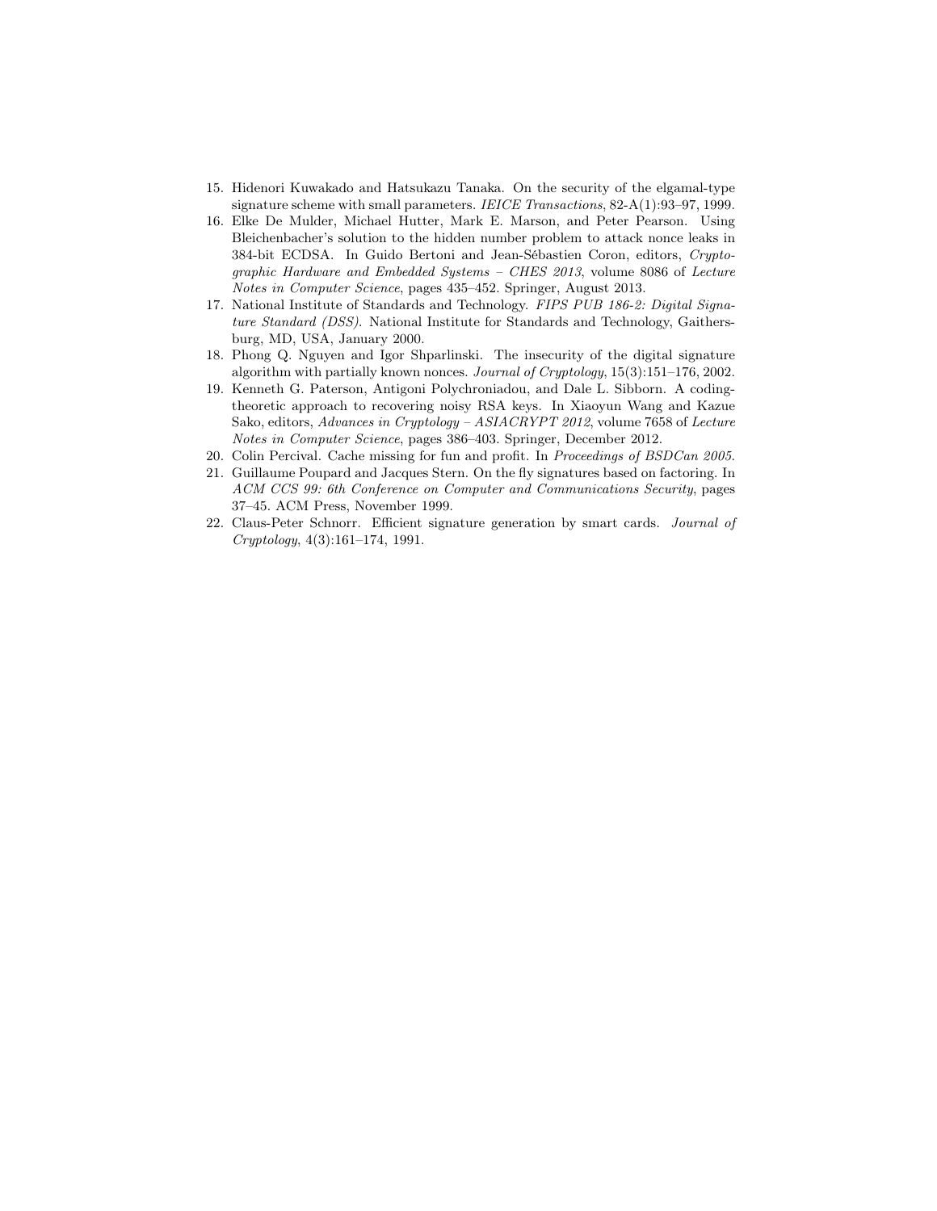15. Hidenori Kuwakado and Hatsukazu Tanaka. On the security of the elgamal-type signature scheme with small parameters. *IEICE Transactions*, 82-A(1):93–97, 1999.
16. Elke De Mulder, Michael Hutter, Mark E. Marson, and Peter Pearson. Using Bleichenbacher's solution to the hidden number problem to attack nonce leaks in 384-bit ECDSA. In Guido Bertoni and Jean-Sébastien Coron, editors, *Cryptographic Hardware and Embedded Systems – CHES 2013*, volume 8086 of *Lecture Notes in Computer Science*, pages 435–452. Springer, August 2013.
17. National Institute of Standards and Technology. *FIPS PUB 186-2: Digital Signature Standard (DSS)*. National Institute for Standards and Technology, Gaithersburg, MD, USA, January 2000.
18. Phong Q. Nguyen and Igor Shparlinski. The insecurity of the digital signature algorithm with partially known nonces. *Journal of Cryptology*, 15(3):151–176, 2002.
19. Kenneth G. Paterson, Antigoni Polychroniadou, and Dale L. Sibborn. A coding-theoretic approach to recovering noisy RSA keys. In Xiaoyun Wang and Kazue Sako, editors, *Advances in Cryptology – ASIACRYPT 2012*, volume 7658 of *Lecture Notes in Computer Science*, pages 386–403. Springer, December 2012.
20. Colin Percival. Cache missing for fun and profit. In *Proceedings of BSDCan 2005*.
21. Guillaume Poupard and Jacques Stern. On the fly signatures based on factoring. In *ACM CCS 99: 6th Conference on Computer and Communications Security*, pages 37–45. ACM Press, November 1999.
22. Claus-Peter Schnorr. Efficient signature generation by smart cards. *Journal of Cryptology*, 4(3):161–174, 1991.